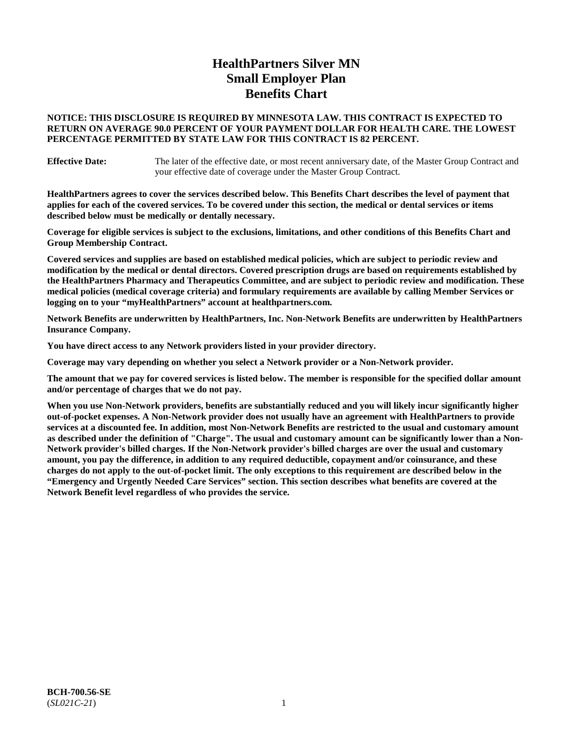# HealthPartners Silver MN Small Employer Plan Benefits Chart

**NOTICE: THIS DISCLOSURE IS REQUIRED BY MINNESOTA LAW. THIS CONTRACT IS EXPECTED TO RETURN ON AVERAGE 90.0 PERCENT OF YOUR PAYMENT DOLLAR FOR HEALTH CARE. THE LOWEST PERCENTAGE PERMITTED BY STATE LAW FOR THIS CONTRACT IS 82 PERCENT.**

**Effective Date:** The later of the effective date, or most recent anniversary date, of the Master Group Contract and your effective date of coverage under the Master Group Contract.

**HealthPartners agrees to cover the services described below. This Benefits Chart describes the level of payment that applies for each of the covered services. To be covered under this section, the medical or dental services or items described below must be medically or dentally necessary.**

**Coverage for eligible services is subject to the exclusions, limitations, and other conditions of this Benefits Chart and Group Membership Contract.**

**Covered services and supplies are based on established medical policies, which are subject to periodic review and modification by the medical or dental directors. Covered prescription drugs are based on requirements established by the HealthPartners Pharmacy and Therapeutics Committee, and are subject to periodic review and modification. These medical policies (medical coverage criteria) and formulary requirements are available by calling Member Services or logging on to your "myHealthPartners" account at healthpartners.com.**

**Network Benefits are underwritten by HealthPartners, Inc. Non-Network Benefits are underwritten by HealthPartners Insurance Company.**

**You have direct access to any Network providers listed in your provider directory.**

**Coverage may vary depending on whether you select a Network provider or a Non-Network provider.**

**The amount that we pay for covered services is listed below. The member is responsible for the specified dollar amount and/or percentage of charges that we do not pay.**

**When you use Non-Network providers, benefits are substantially reduced and you will likely incur significantly higher out-of-pocket expenses. A Non-Network provider does not usually have an agreement with HealthPartners to provide services at a discounted fee. In addition, most Non-Network Benefits are restricted to the usual and customary amount as described under the definition of "Charge". The usual and customary amount can be significantly lower than a Non-Network provider's billed charges. If the Non-Network provider's billed charges are over the usual and customary amount, you pay the difference, in addition to any required deductible, copayment and/or coinsurance, and these charges do not apply to the out-of-pocket limit. The only exceptions to this requirement are described below in the "Emergency and Urgently Needed Care Services" section. This section describes what benefits are covered at the Network Benefit level regardless of who provides the service.**

**BCH-700.56-SE**
(*SL021C-21*)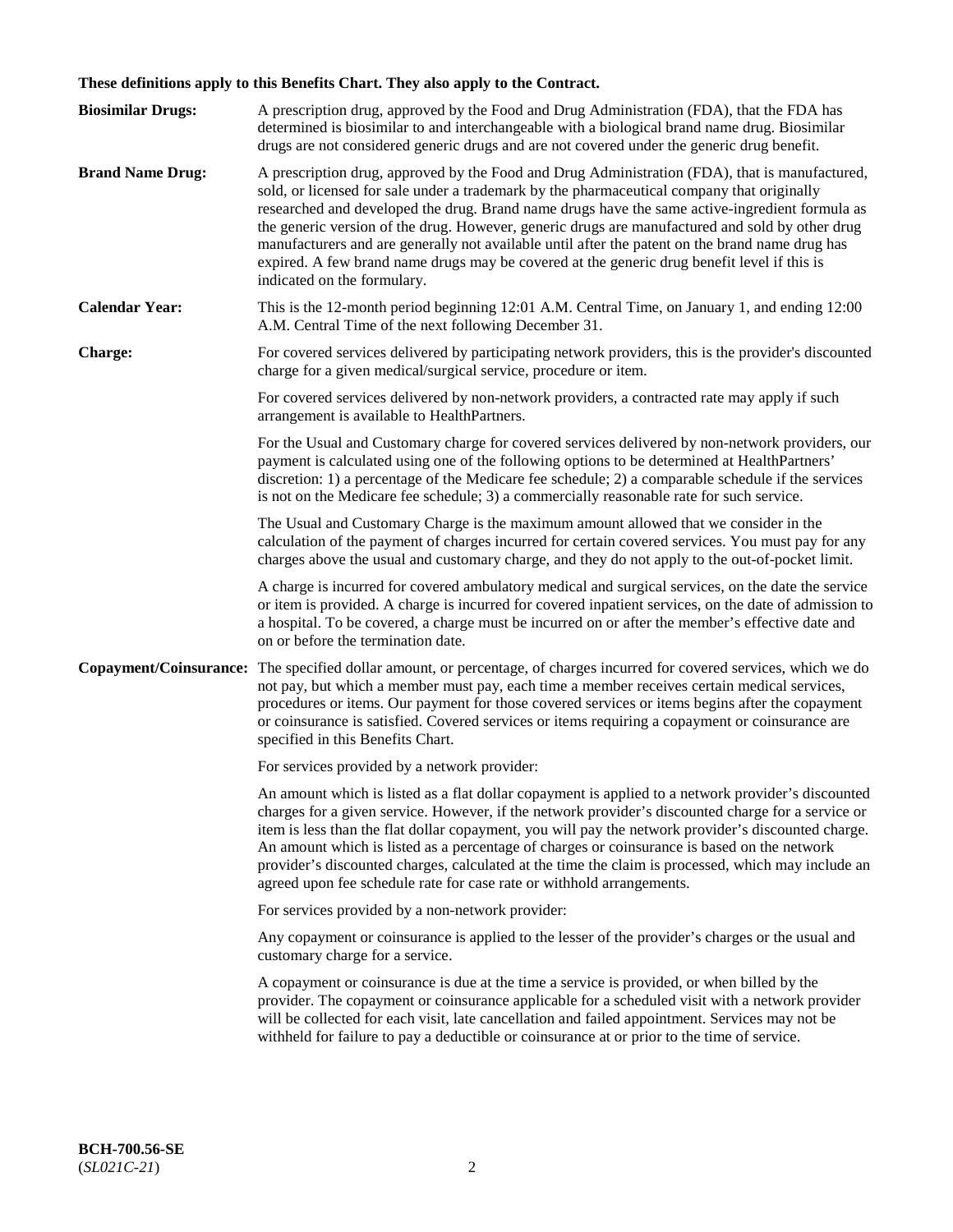**These definitions apply to this Benefits Chart. They also apply to the Contract.**

**Biosimilar Drugs:** A prescription drug, approved by the Food and Drug Administration (FDA), that the FDA has determined is biosimilar to and interchangeable with a biological brand name drug. Biosimilar drugs are not considered generic drugs and are not covered under the generic drug benefit.

**Brand Name Drug:** A prescription drug, approved by the Food and Drug Administration (FDA), that is manufactured, sold, or licensed for sale under a trademark by the pharmaceutical company that originally researched and developed the drug. Brand name drugs have the same active-ingredient formula as the generic version of the drug. However, generic drugs are manufactured and sold by other drug manufacturers and are generally not available until after the patent on the brand name drug has expired. A few brand name drugs may be covered at the generic drug benefit level if this is indicated on the formulary.

**Calendar Year:** This is the 12-month period beginning 12:01 A.M. Central Time, on January 1, and ending 12:00 A.M. Central Time of the next following December 31.

**Charge:** For covered services delivered by participating network providers, this is the provider's discounted charge for a given medical/surgical service, procedure or item.

For covered services delivered by non-network providers, a contracted rate may apply if such arrangement is available to HealthPartners.

For the Usual and Customary charge for covered services delivered by non-network providers, our payment is calculated using one of the following options to be determined at HealthPartners' discretion: 1) a percentage of the Medicare fee schedule; 2) a comparable schedule if the services is not on the Medicare fee schedule; 3) a commercially reasonable rate for such service.

The Usual and Customary Charge is the maximum amount allowed that we consider in the calculation of the payment of charges incurred for certain covered services. You must pay for any charges above the usual and customary charge, and they do not apply to the out-of-pocket limit.

A charge is incurred for covered ambulatory medical and surgical services, on the date the service or item is provided. A charge is incurred for covered inpatient services, on the date of admission to a hospital. To be covered, a charge must be incurred on or after the member's effective date and on or before the termination date.

**Copayment/Coinsurance:** The specified dollar amount, or percentage, of charges incurred for covered services, which we do not pay, but which a member must pay, each time a member receives certain medical services, procedures or items. Our payment for those covered services or items begins after the copayment or coinsurance is satisfied. Covered services or items requiring a copayment or coinsurance are specified in this Benefits Chart.

For services provided by a network provider:

An amount which is listed as a flat dollar copayment is applied to a network provider's discounted charges for a given service. However, if the network provider's discounted charge for a service or item is less than the flat dollar copayment, you will pay the network provider's discounted charge. An amount which is listed as a percentage of charges or coinsurance is based on the network provider's discounted charges, calculated at the time the claim is processed, which may include an agreed upon fee schedule rate for case rate or withhold arrangements.

For services provided by a non-network provider:

Any copayment or coinsurance is applied to the lesser of the provider's charges or the usual and customary charge for a service.

A copayment or coinsurance is due at the time a service is provided, or when billed by the provider. The copayment or coinsurance applicable for a scheduled visit with a network provider will be collected for each visit, late cancellation and failed appointment. Services may not be withheld for failure to pay a deductible or coinsurance at or prior to the time of service.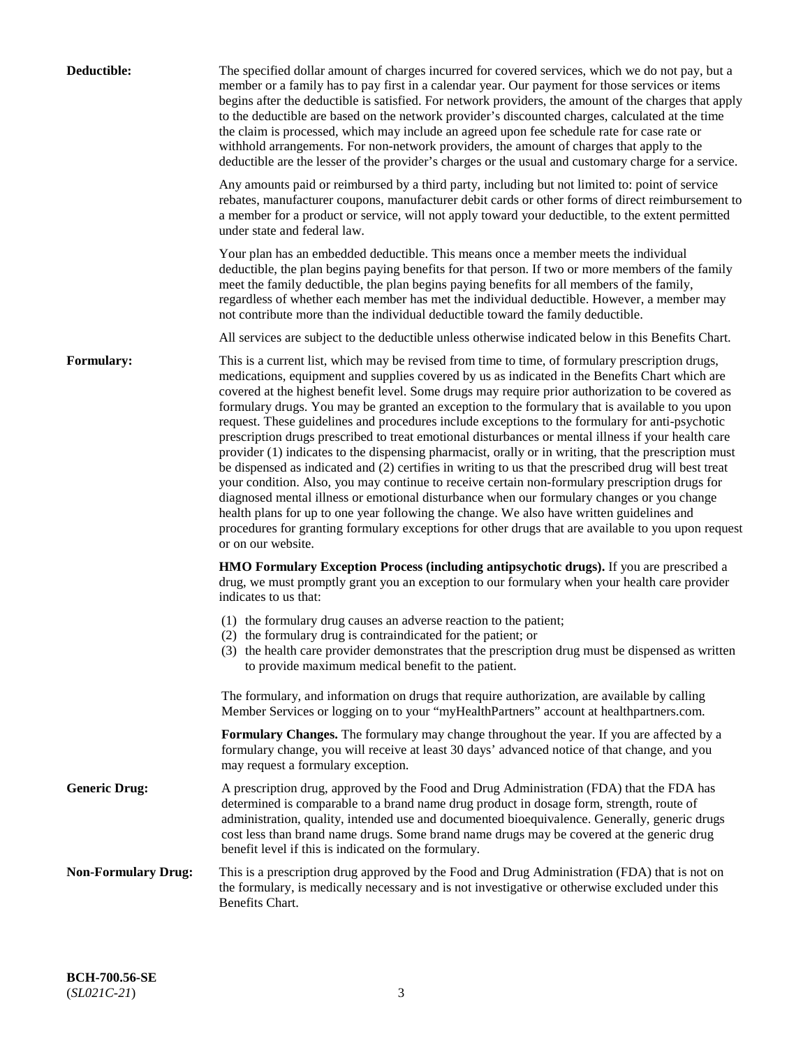**Deductible:** The specified dollar amount of charges incurred for covered services, which we do not pay, but a member or a family has to pay first in a calendar year. Our payment for those services or items begins after the deductible is satisfied. For network providers, the amount of the charges that apply to the deductible are based on the network provider's discounted charges, calculated at the time the claim is processed, which may include an agreed upon fee schedule rate for case rate or withhold arrangements. For non-network providers, the amount of charges that apply to the deductible are the lesser of the provider's charges or the usual and customary charge for a service.

Any amounts paid or reimbursed by a third party, including but not limited to: point of service rebates, manufacturer coupons, manufacturer debit cards or other forms of direct reimbursement to a member for a product or service, will not apply toward your deductible, to the extent permitted under state and federal law.

Your plan has an embedded deductible. This means once a member meets the individual deductible, the plan begins paying benefits for that person. If two or more members of the family meet the family deductible, the plan begins paying benefits for all members of the family, regardless of whether each member has met the individual deductible. However, a member may not contribute more than the individual deductible toward the family deductible.

All services are subject to the deductible unless otherwise indicated below in this Benefits Chart.

**Formulary:** This is a current list, which may be revised from time to time, of formulary prescription drugs, medications, equipment and supplies covered by us as indicated in the Benefits Chart which are covered at the highest benefit level. Some drugs may require prior authorization to be covered as formulary drugs. You may be granted an exception to the formulary that is available to you upon request. These guidelines and procedures include exceptions to the formulary for anti-psychotic prescription drugs prescribed to treat emotional disturbances or mental illness if your health care provider (1) indicates to the dispensing pharmacist, orally or in writing, that the prescription must be dispensed as indicated and (2) certifies in writing to us that the prescribed drug will best treat your condition. Also, you may continue to receive certain non-formulary prescription drugs for diagnosed mental illness or emotional disturbance when our formulary changes or you change health plans for up to one year following the change. We also have written guidelines and procedures for granting formulary exceptions for other drugs that are available to you upon request or on our website.

**HMO Formulary Exception Process (including antipsychotic drugs).** If you are prescribed a drug, we must promptly grant you an exception to our formulary when your health care provider indicates to us that:

(1) the formulary drug causes an adverse reaction to the patient;
(2) the formulary drug is contraindicated for the patient; or
(3) the health care provider demonstrates that the prescription drug must be dispensed as written to provide maximum medical benefit to the patient.

The formulary, and information on drugs that require authorization, are available by calling Member Services or logging on to your "myHealthPartners" account at healthpartners.com.

**Formulary Changes.** The formulary may change throughout the year. If you are affected by a formulary change, you will receive at least 30 days' advanced notice of that change, and you may request a formulary exception.

**Generic Drug:** A prescription drug, approved by the Food and Drug Administration (FDA) that the FDA has determined is comparable to a brand name drug product in dosage form, strength, route of administration, quality, intended use and documented bioequivalence. Generally, generic drugs cost less than brand name drugs. Some brand name drugs may be covered at the generic drug benefit level if this is indicated on the formulary.

**Non-Formulary Drug:** This is a prescription drug approved by the Food and Drug Administration (FDA) that is not on the formulary, is medically necessary and is not investigative or otherwise excluded under this Benefits Chart.

**BCH-700.56-SE**
(*SL021C-21*)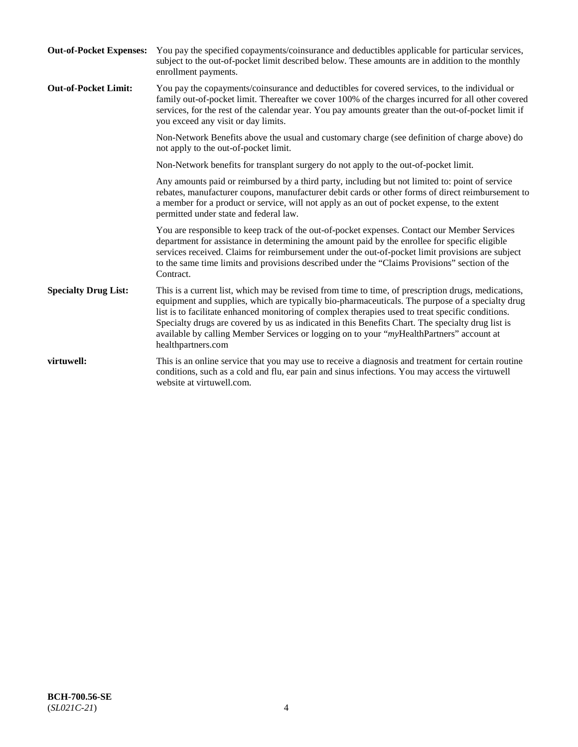**Out-of-Pocket Expenses:** You pay the specified copayments/coinsurance and deductibles applicable for particular services, subject to the out-of-pocket limit described below. These amounts are in addition to the monthly enrollment payments.

**Out-of-Pocket Limit:** You pay the copayments/coinsurance and deductibles for covered services, to the individual or family out-of-pocket limit. Thereafter we cover 100% of the charges incurred for all other covered services, for the rest of the calendar year. You pay amounts greater than the out-of-pocket limit if you exceed any visit or day limits.

Non-Network Benefits above the usual and customary charge (see definition of charge above) do not apply to the out-of-pocket limit.

Non-Network benefits for transplant surgery do not apply to the out-of-pocket limit.

Any amounts paid or reimbursed by a third party, including but not limited to: point of service rebates, manufacturer coupons, manufacturer debit cards or other forms of direct reimbursement to a member for a product or service, will not apply as an out of pocket expense, to the extent permitted under state and federal law.

You are responsible to keep track of the out-of-pocket expenses. Contact our Member Services department for assistance in determining the amount paid by the enrollee for specific eligible services received. Claims for reimbursement under the out-of-pocket limit provisions are subject to the same time limits and provisions described under the "Claims Provisions" section of the Contract.

**Specialty Drug List:** This is a current list, which may be revised from time to time, of prescription drugs, medications, equipment and supplies, which are typically bio-pharmaceuticals. The purpose of a specialty drug list is to facilitate enhanced monitoring of complex therapies used to treat specific conditions. Specialty drugs are covered by us as indicated in this Benefits Chart. The specialty drug list is available by calling Member Services or logging on to your "*my*HealthPartners" account at healthpartners.com

**virtuwell:** This is an online service that you may use to receive a diagnosis and treatment for certain routine conditions, such as a cold and flu, ear pain and sinus infections. You may access the virtuwell website at virtuwell.com.

**BCH-700.56-SE**
(*SL021C-21*)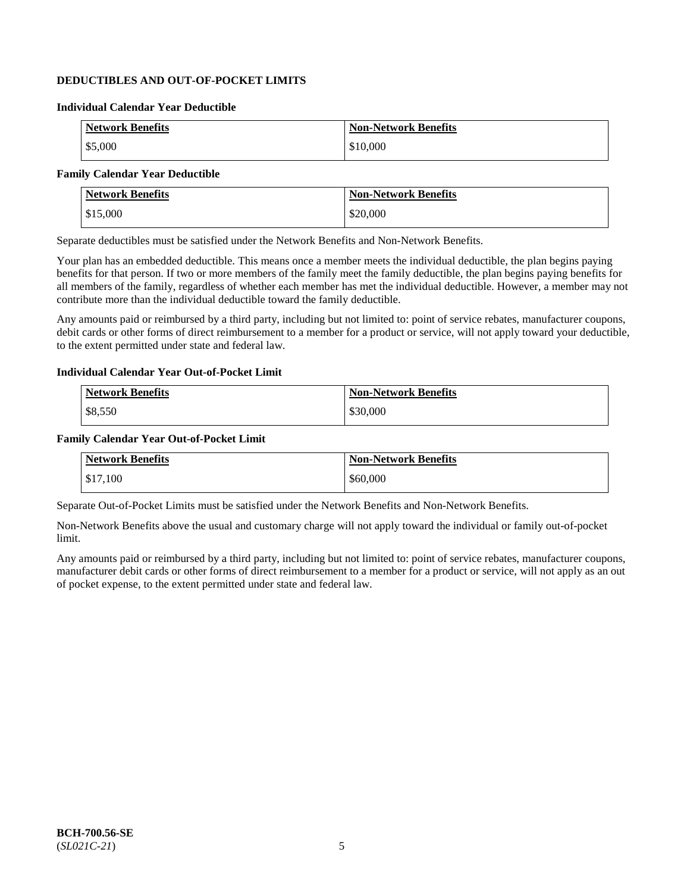## DEDUCTIBLES AND OUT-OF-POCKET LIMITS

### Individual Calendar Year Deductible

| Network Benefits | Non-Network Benefits |
| --- | --- |
| $5,000 | $10,000 |

### Family Calendar Year Deductible

| Network Benefits | Non-Network Benefits |
| --- | --- |
| $15,000 | $20,000 |

Separate deductibles must be satisfied under the Network Benefits and Non-Network Benefits.

Your plan has an embedded deductible. This means once a member meets the individual deductible, the plan begins paying benefits for that person. If two or more members of the family meet the family deductible, the plan begins paying benefits for all members of the family, regardless of whether each member has met the individual deductible. However, a member may not contribute more than the individual deductible toward the family deductible.

Any amounts paid or reimbursed by a third party, including but not limited to: point of service rebates, manufacturer coupons, debit cards or other forms of direct reimbursement to a member for a product or service, will not apply toward your deductible, to the extent permitted under state and federal law.

### Individual Calendar Year Out-of-Pocket Limit

| Network Benefits | Non-Network Benefits |
| --- | --- |
| $8,550 | $30,000 |

### Family Calendar Year Out-of-Pocket Limit

| Network Benefits | Non-Network Benefits |
| --- | --- |
| $17,100 | $60,000 |

Separate Out-of-Pocket Limits must be satisfied under the Network Benefits and Non-Network Benefits.

Non-Network Benefits above the usual and customary charge will not apply toward the individual or family out-of-pocket limit.

Any amounts paid or reimbursed by a third party, including but not limited to: point of service rebates, manufacturer coupons, manufacturer debit cards or other forms of direct reimbursement to a member for a product or service, will not apply as an out of pocket expense, to the extent permitted under state and federal law.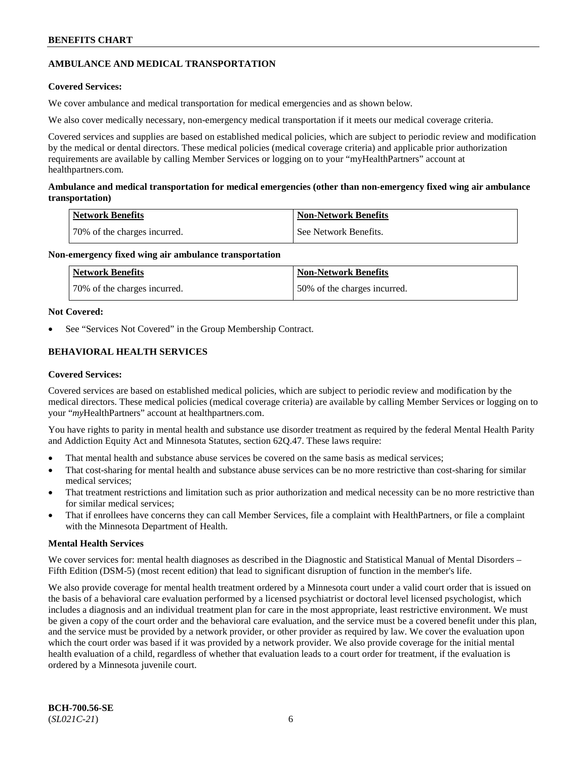## AMBULANCE AND MEDICAL TRANSPORTATION

**Covered Services:**

We cover ambulance and medical transportation for medical emergencies and as shown below.

We also cover medically necessary, non-emergency medical transportation if it meets our medical coverage criteria.

Covered services and supplies are based on established medical policies, which are subject to periodic review and modification by the medical or dental directors. These medical policies (medical coverage criteria) and applicable prior authorization requirements are available by calling Member Services or logging on to your "myHealthPartners" account at healthpartners.com.

**Ambulance and medical transportation for medical emergencies (other than non-emergency fixed wing air ambulance transportation)**

| Network Benefits | Non-Network Benefits |
|---|---|
| 70% of the charges incurred. | See Network Benefits. |

**Non-emergency fixed wing air ambulance transportation**

| Network Benefits | Non-Network Benefits |
|---|---|
| 70% of the charges incurred. | 50% of the charges incurred. |

**Not Covered:**

- See "Services Not Covered" in the Group Membership Contract.

## BEHAVIORAL HEALTH SERVICES

**Covered Services:**

Covered services are based on established medical policies, which are subject to periodic review and modification by the medical directors. These medical policies (medical coverage criteria) are available by calling Member Services or logging on to your "*my*HealthPartners" account at healthpartners.com.

You have rights to parity in mental health and substance use disorder treatment as required by the federal Mental Health Parity and Addiction Equity Act and Minnesota Statutes, section 62Q.47. These laws require:

- That mental health and substance abuse services be covered on the same basis as medical services;
- That cost-sharing for mental health and substance abuse services can be no more restrictive than cost-sharing for similar medical services;
- That treatment restrictions and limitation such as prior authorization and medical necessity can be no more restrictive than for similar medical services;
- That if enrollees have concerns they can call Member Services, file a complaint with HealthPartners, or file a complaint with the Minnesota Department of Health.

**Mental Health Services**

We cover services for: mental health diagnoses as described in the Diagnostic and Statistical Manual of Mental Disorders – Fifth Edition (DSM-5) (most recent edition) that lead to significant disruption of function in the member's life.

We also provide coverage for mental health treatment ordered by a Minnesota court under a valid court order that is issued on the basis of a behavioral care evaluation performed by a licensed psychiatrist or doctoral level licensed psychologist, which includes a diagnosis and an individual treatment plan for care in the most appropriate, least restrictive environment. We must be given a copy of the court order and the behavioral care evaluation, and the service must be a covered benefit under this plan, and the service must be provided by a network provider, or other provider as required by law. We cover the evaluation upon which the court order was based if it was provided by a network provider. We also provide coverage for the initial mental health evaluation of a child, regardless of whether that evaluation leads to a court order for treatment, if the evaluation is ordered by a Minnesota juvenile court.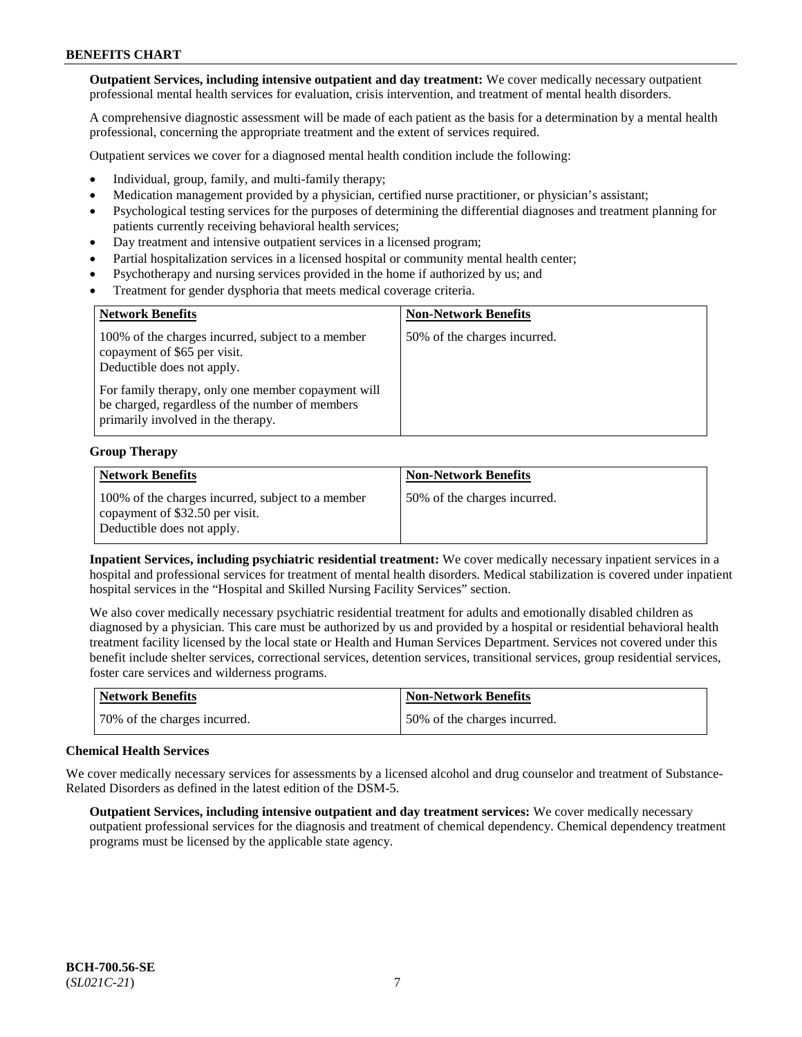**Outpatient Services, including intensive outpatient and day treatment:** We cover medically necessary outpatient professional mental health services for evaluation, crisis intervention, and treatment of mental health disorders.

A comprehensive diagnostic assessment will be made of each patient as the basis for a determination by a mental health professional, concerning the appropriate treatment and the extent of services required.

Outpatient services we cover for a diagnosed mental health condition include the following:

- Individual, group, family, and multi-family therapy;
- Medication management provided by a physician, certified nurse practitioner, or physician's assistant;
- Psychological testing services for the purposes of determining the differential diagnoses and treatment planning for patients currently receiving behavioral health services;
- Day treatment and intensive outpatient services in a licensed program;
- Partial hospitalization services in a licensed hospital or community mental health center;
- Psychotherapy and nursing services provided in the home if authorized by us; and
- Treatment for gender dysphoria that meets medical coverage criteria.

| Network Benefits | Non-Network Benefits |
|---|---|
| 100% of the charges incurred, subject to a member copayment of $65 per visit. Deductible does not apply. For family therapy, only one member copayment will be charged, regardless of the number of members primarily involved in the therapy. | 50% of the charges incurred. |

**Group Therapy**

| Network Benefits | Non-Network Benefits |
|---|---|
| 100% of the charges incurred, subject to a member copayment of $32.50 per visit. Deductible does not apply. | 50% of the charges incurred. |

**Inpatient Services, including psychiatric residential treatment:** We cover medically necessary inpatient services in a hospital and professional services for treatment of mental health disorders. Medical stabilization is covered under inpatient hospital services in the "Hospital and Skilled Nursing Facility Services" section.

We also cover medically necessary psychiatric residential treatment for adults and emotionally disabled children as diagnosed by a physician. This care must be authorized by us and provided by a hospital or residential behavioral health treatment facility licensed by the local state or Health and Human Services Department. Services not covered under this benefit include shelter services, correctional services, detention services, transitional services, group residential services, foster care services and wilderness programs.

| Network Benefits | Non-Network Benefits |
|---|---|
| 70% of the charges incurred. | 50% of the charges incurred. |

**Chemical Health Services**

We cover medically necessary services for assessments by a licensed alcohol and drug counselor and treatment of Substance-Related Disorders as defined in the latest edition of the DSM-5.

**Outpatient Services, including intensive outpatient and day treatment services:** We cover medically necessary outpatient professional services for the diagnosis and treatment of chemical dependency. Chemical dependency treatment programs must be licensed by the applicable state agency.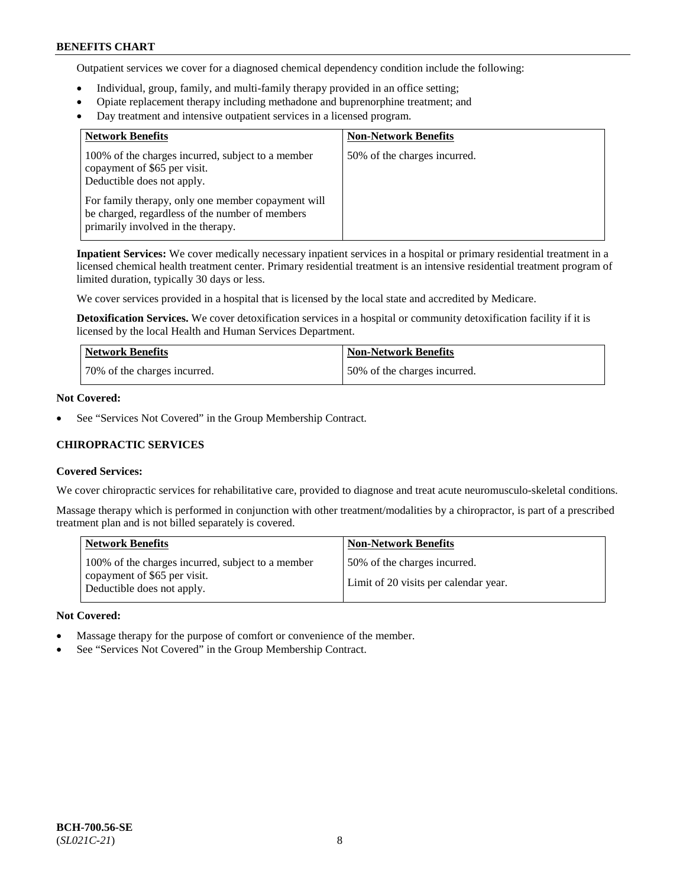Outpatient services we cover for a diagnosed chemical dependency condition include the following:

- Individual, group, family, and multi-family therapy provided in an office setting;
- Opiate replacement therapy including methadone and buprenorphine treatment; and
- Day treatment and intensive outpatient services in a licensed program.

| Network Benefits | Non-Network Benefits |
|---|---|
| 100% of the charges incurred, subject to a member copayment of $65 per visit. Deductible does not apply. For family therapy, only one member copayment will be charged, regardless of the number of members primarily involved in the therapy. | 50% of the charges incurred. |

**Inpatient Services:** We cover medically necessary inpatient services in a hospital or primary residential treatment in a licensed chemical health treatment center. Primary residential treatment is an intensive residential treatment program of limited duration, typically 30 days or less.

We cover services provided in a hospital that is licensed by the local state and accredited by Medicare.

**Detoxification Services.** We cover detoxification services in a hospital or community detoxification facility if it is licensed by the local Health and Human Services Department.

| Network Benefits | Non-Network Benefits |
|---|---|
| 70% of the charges incurred. | 50% of the charges incurred. |

**Not Covered:**

- See "Services Not Covered" in the Group Membership Contract.

### CHIROPRACTIC SERVICES

**Covered Services:**

We cover chiropractic services for rehabilitative care, provided to diagnose and treat acute neuromusculo-skeletal conditions.

Massage therapy which is performed in conjunction with other treatment/modalities by a chiropractor, is part of a prescribed treatment plan and is not billed separately is covered.

| Network Benefits | Non-Network Benefits |
|---|---|
| 100% of the charges incurred, subject to a member copayment of $65 per visit. Deductible does not apply. | 50% of the charges incurred. Limit of 20 visits per calendar year. |

**Not Covered:**

- Massage therapy for the purpose of comfort or convenience of the member.
- See "Services Not Covered" in the Group Membership Contract.

BCH-700.56-SE
(*SL021C-21*)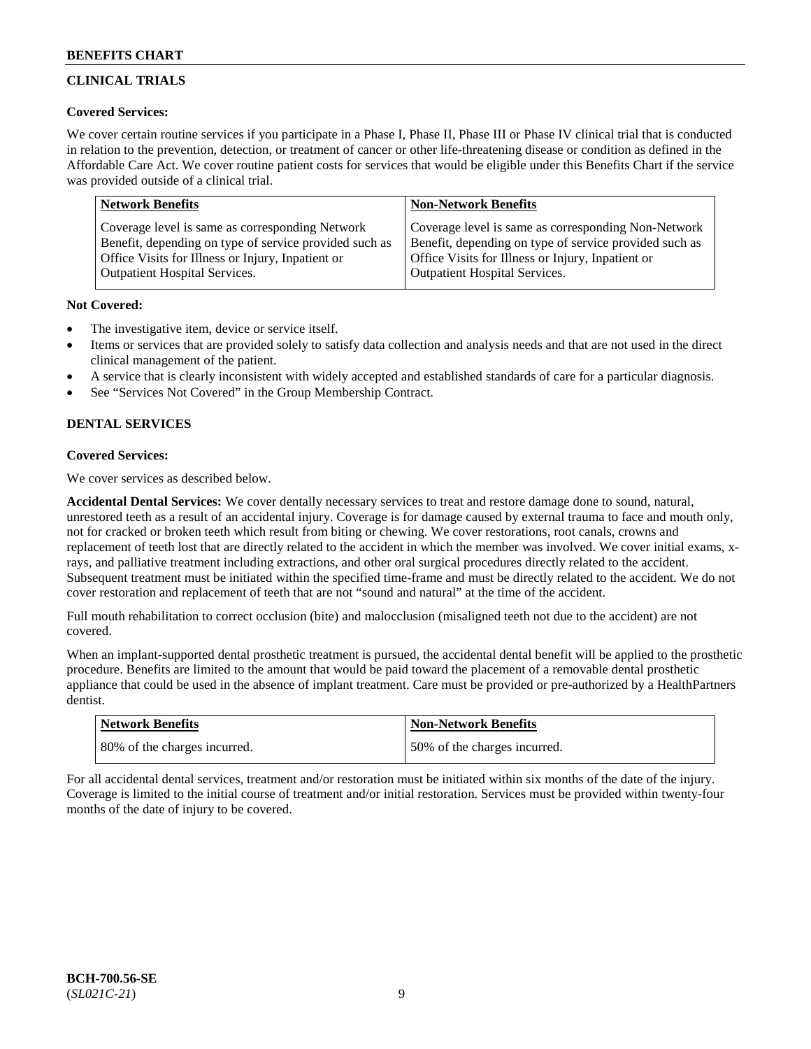## CLINICAL TRIALS

**Covered Services:**

We cover certain routine services if you participate in a Phase I, Phase II, Phase III or Phase IV clinical trial that is conducted in relation to the prevention, detection, or treatment of cancer or other life-threatening disease or condition as defined in the Affordable Care Act. We cover routine patient costs for services that would be eligible under this Benefits Chart if the service was provided outside of a clinical trial.

| Network Benefits | Non-Network Benefits |
|---|---|
| Coverage level is same as corresponding Network Benefit, depending on type of service provided such as Office Visits for Illness or Injury, Inpatient or Outpatient Hospital Services. | Coverage level is same as corresponding Non-Network Benefit, depending on type of service provided such as Office Visits for Illness or Injury, Inpatient or Outpatient Hospital Services. |

**Not Covered:**

- The investigative item, device or service itself.
- Items or services that are provided solely to satisfy data collection and analysis needs and that are not used in the direct clinical management of the patient.
- A service that is clearly inconsistent with widely accepted and established standards of care for a particular diagnosis.
- See "Services Not Covered" in the Group Membership Contract.

## DENTAL SERVICES

**Covered Services:**

We cover services as described below.

**Accidental Dental Services:** We cover dentally necessary services to treat and restore damage done to sound, natural, unrestored teeth as a result of an accidental injury. Coverage is for damage caused by external trauma to face and mouth only, not for cracked or broken teeth which result from biting or chewing. We cover restorations, root canals, crowns and replacement of teeth lost that are directly related to the accident in which the member was involved. We cover initial exams, x-rays, and palliative treatment including extractions, and other oral surgical procedures directly related to the accident. Subsequent treatment must be initiated within the specified time-frame and must be directly related to the accident. We do not cover restoration and replacement of teeth that are not "sound and natural" at the time of the accident.

Full mouth rehabilitation to correct occlusion (bite) and malocclusion (misaligned teeth not due to the accident) are not covered.

When an implant-supported dental prosthetic treatment is pursued, the accidental dental benefit will be applied to the prosthetic procedure. Benefits are limited to the amount that would be paid toward the placement of a removable dental prosthetic appliance that could be used in the absence of implant treatment. Care must be provided or pre-authorized by a HealthPartners dentist.

| Network Benefits | Non-Network Benefits |
|---|---|
| 80% of the charges incurred. | 50% of the charges incurred. |

For all accidental dental services, treatment and/or restoration must be initiated within six months of the date of the injury. Coverage is limited to the initial course of treatment and/or initial restoration. Services must be provided within twenty-four months of the date of injury to be covered.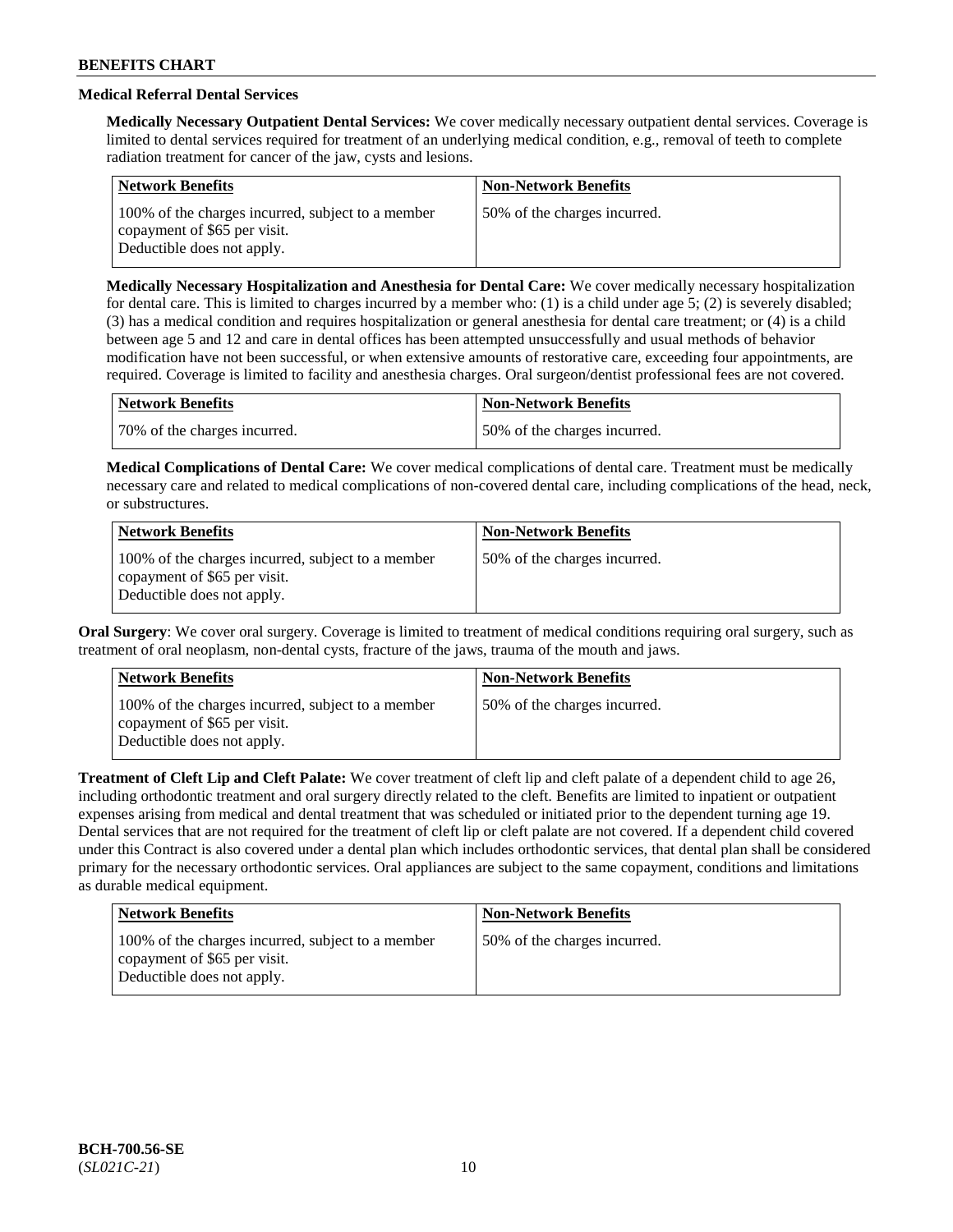### Medical Referral Dental Services

**Medically Necessary Outpatient Dental Services:** We cover medically necessary outpatient dental services. Coverage is limited to dental services required for treatment of an underlying medical condition, e.g., removal of teeth to complete radiation treatment for cancer of the jaw, cysts and lesions.

| Network Benefits | Non-Network Benefits |
|---|---|
| 100% of the charges incurred, subject to a member copayment of $65 per visit. Deductible does not apply. | 50% of the charges incurred. |

**Medically Necessary Hospitalization and Anesthesia for Dental Care:** We cover medically necessary hospitalization for dental care. This is limited to charges incurred by a member who: (1) is a child under age 5; (2) is severely disabled; (3) has a medical condition and requires hospitalization or general anesthesia for dental care treatment; or (4) is a child between age 5 and 12 and care in dental offices has been attempted unsuccessfully and usual methods of behavior modification have not been successful, or when extensive amounts of restorative care, exceeding four appointments, are required. Coverage is limited to facility and anesthesia charges. Oral surgeon/dentist professional fees are not covered.

| Network Benefits | Non-Network Benefits |
|---|---|
| 70% of the charges incurred. | 50% of the charges incurred. |

**Medical Complications of Dental Care:** We cover medical complications of dental care. Treatment must be medically necessary care and related to medical complications of non-covered dental care, including complications of the head, neck, or substructures.

| Network Benefits | Non-Network Benefits |
|---|---|
| 100% of the charges incurred, subject to a member copayment of $65 per visit. Deductible does not apply. | 50% of the charges incurred. |

**Oral Surgery**: We cover oral surgery. Coverage is limited to treatment of medical conditions requiring oral surgery, such as treatment of oral neoplasm, non-dental cysts, fracture of the jaws, trauma of the mouth and jaws.

| Network Benefits | Non-Network Benefits |
|---|---|
| 100% of the charges incurred, subject to a member copayment of $65 per visit. Deductible does not apply. | 50% of the charges incurred. |

**Treatment of Cleft Lip and Cleft Palate:** We cover treatment of cleft lip and cleft palate of a dependent child to age 26, including orthodontic treatment and oral surgery directly related to the cleft. Benefits are limited to inpatient or outpatient expenses arising from medical and dental treatment that was scheduled or initiated prior to the dependent turning age 19. Dental services that are not required for the treatment of cleft lip or cleft palate are not covered. If a dependent child covered under this Contract is also covered under a dental plan which includes orthodontic services, that dental plan shall be considered primary for the necessary orthodontic services. Oral appliances are subject to the same copayment, conditions and limitations as durable medical equipment.

| Network Benefits | Non-Network Benefits |
|---|---|
| 100% of the charges incurred, subject to a member copayment of $65 per visit. Deductible does not apply. | 50% of the charges incurred. |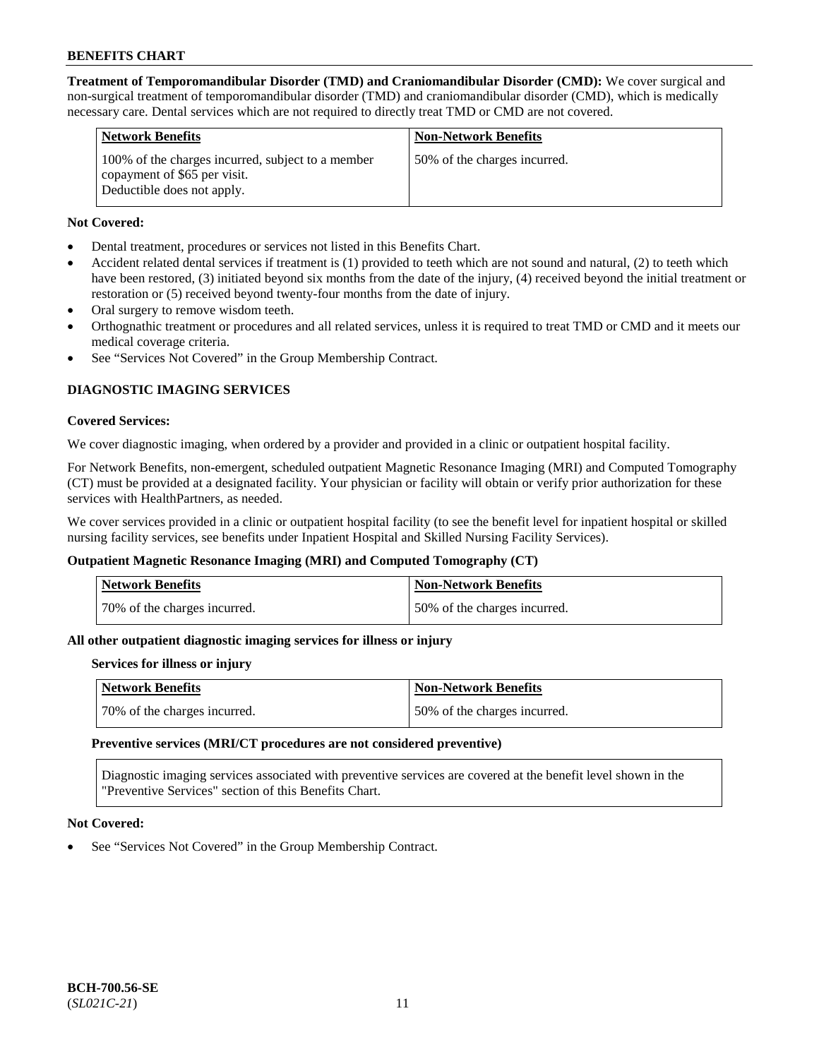**Treatment of Temporomandibular Disorder (TMD) and Craniomandibular Disorder (CMD):** We cover surgical and non-surgical treatment of temporomandibular disorder (TMD) and craniomandibular disorder (CMD), which is medically necessary care. Dental services which are not required to directly treat TMD or CMD are not covered.

| Network Benefits | Non-Network Benefits |
|---|---|
| 100% of the charges incurred, subject to a member copayment of $65 per visit. Deductible does not apply. | 50% of the charges incurred. |

**Not Covered:**

- Dental treatment, procedures or services not listed in this Benefits Chart.
- Accident related dental services if treatment is (1) provided to teeth which are not sound and natural, (2) to teeth which have been restored, (3) initiated beyond six months from the date of the injury, (4) received beyond the initial treatment or restoration or (5) received beyond twenty-four months from the date of injury.
- Oral surgery to remove wisdom teeth.
- Orthognathic treatment or procedures and all related services, unless it is required to treat TMD or CMD and it meets our medical coverage criteria.
- See "Services Not Covered" in the Group Membership Contract.

## DIAGNOSTIC IMAGING SERVICES

**Covered Services:**

We cover diagnostic imaging, when ordered by a provider and provided in a clinic or outpatient hospital facility.

For Network Benefits, non-emergent, scheduled outpatient Magnetic Resonance Imaging (MRI) and Computed Tomography (CT) must be provided at a designated facility. Your physician or facility will obtain or verify prior authorization for these services with HealthPartners, as needed.

We cover services provided in a clinic or outpatient hospital facility (to see the benefit level for inpatient hospital or skilled nursing facility services, see benefits under Inpatient Hospital and Skilled Nursing Facility Services).

**Outpatient Magnetic Resonance Imaging (MRI) and Computed Tomography (CT)**

| Network Benefits | Non-Network Benefits |
|---|---|
| 70% of the charges incurred. | 50% of the charges incurred. |

**All other outpatient diagnostic imaging services for illness or injury**

**Services for illness or injury**

| Network Benefits | Non-Network Benefits |
|---|---|
| 70% of the charges incurred. | 50% of the charges incurred. |

**Preventive services (MRI/CT procedures are not considered preventive)**

Diagnostic imaging services associated with preventive services are covered at the benefit level shown in the "Preventive Services" section of this Benefits Chart.

**Not Covered:**

- See "Services Not Covered" in the Group Membership Contract.

**BCH-700.56-SE**
(*SL021C-21*)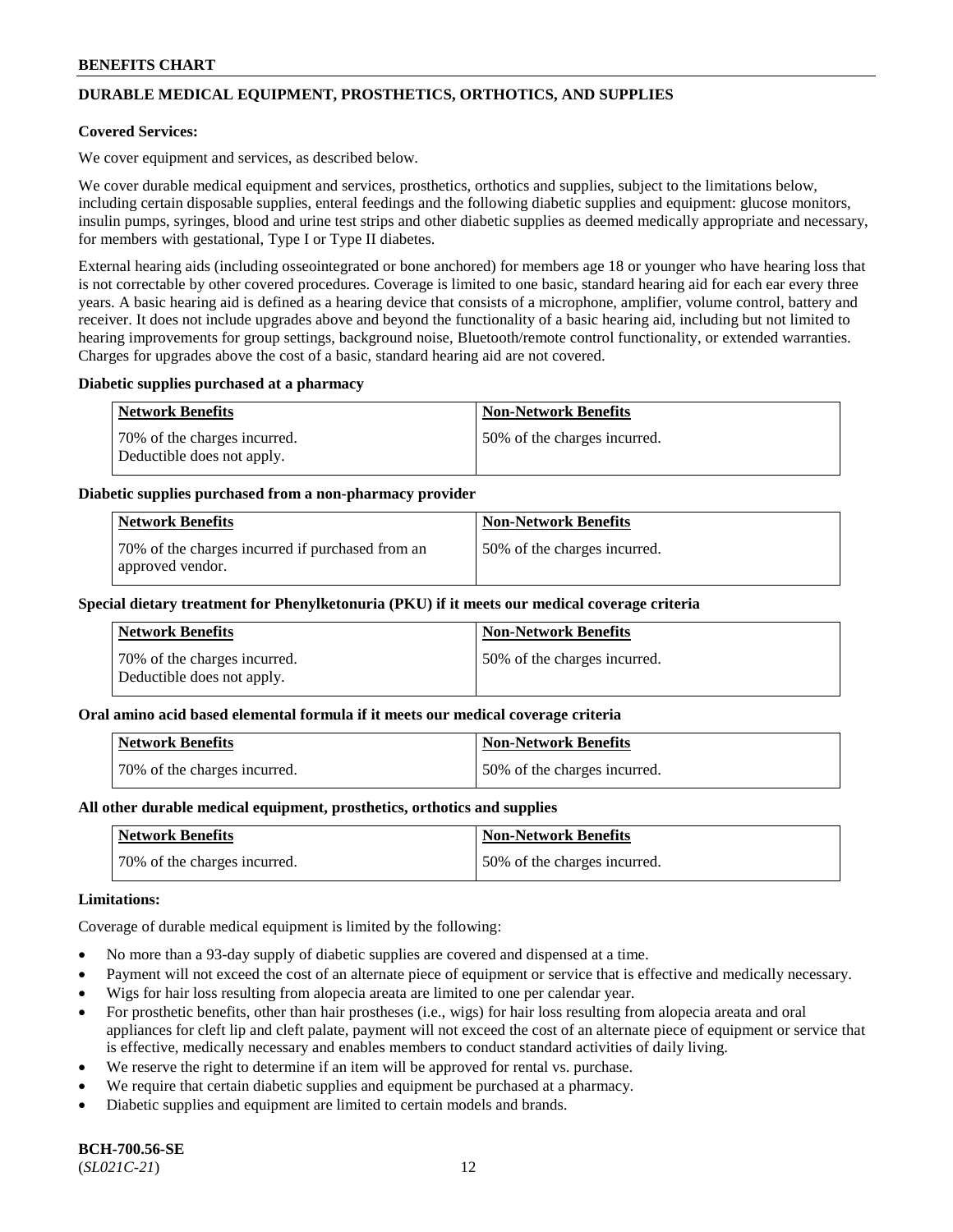## DURABLE MEDICAL EQUIPMENT, PROSTHETICS, ORTHOTICS, AND SUPPLIES

**Covered Services:**

We cover equipment and services, as described below.

We cover durable medical equipment and services, prosthetics, orthotics and supplies, subject to the limitations below, including certain disposable supplies, enteral feedings and the following diabetic supplies and equipment: glucose monitors, insulin pumps, syringes, blood and urine test strips and other diabetic supplies as deemed medically appropriate and necessary, for members with gestational, Type I or Type II diabetes.

External hearing aids (including osseointegrated or bone anchored) for members age 18 or younger who have hearing loss that is not correctable by other covered procedures. Coverage is limited to one basic, standard hearing aid for each ear every three years. A basic hearing aid is defined as a hearing device that consists of a microphone, amplifier, volume control, battery and receiver. It does not include upgrades above and beyond the functionality of a basic hearing aid, including but not limited to hearing improvements for group settings, background noise, Bluetooth/remote control functionality, or extended warranties. Charges for upgrades above the cost of a basic, standard hearing aid are not covered.

**Diabetic supplies purchased at a pharmacy**

| Network Benefits | Non-Network Benefits |
| --- | --- |
| 70% of the charges incurred. Deductible does not apply. | 50% of the charges incurred. |

**Diabetic supplies purchased from a non-pharmacy provider**

| Network Benefits | Non-Network Benefits |
| --- | --- |
| 70% of the charges incurred if purchased from an approved vendor. | 50% of the charges incurred. |

**Special dietary treatment for Phenylketonuria (PKU) if it meets our medical coverage criteria**

| Network Benefits | Non-Network Benefits |
| --- | --- |
| 70% of the charges incurred. Deductible does not apply. | 50% of the charges incurred. |

**Oral amino acid based elemental formula if it meets our medical coverage criteria**

| Network Benefits | Non-Network Benefits |
| --- | --- |
| 70% of the charges incurred. | 50% of the charges incurred. |

**All other durable medical equipment, prosthetics, orthotics and supplies**

| Network Benefits | Non-Network Benefits |
| --- | --- |
| 70% of the charges incurred. | 50% of the charges incurred. |

**Limitations:**

Coverage of durable medical equipment is limited by the following:

- No more than a 93-day supply of diabetic supplies are covered and dispensed at a time.
- Payment will not exceed the cost of an alternate piece of equipment or service that is effective and medically necessary.
- Wigs for hair loss resulting from alopecia areata are limited to one per calendar year.
- For prosthetic benefits, other than hair prostheses (i.e., wigs) for hair loss resulting from alopecia areata and oral appliances for cleft lip and cleft palate, payment will not exceed the cost of an alternate piece of equipment or service that is effective, medically necessary and enables members to conduct standard activities of daily living.
- We reserve the right to determine if an item will be approved for rental vs. purchase.
- We require that certain diabetic supplies and equipment be purchased at a pharmacy.
- Diabetic supplies and equipment are limited to certain models and brands.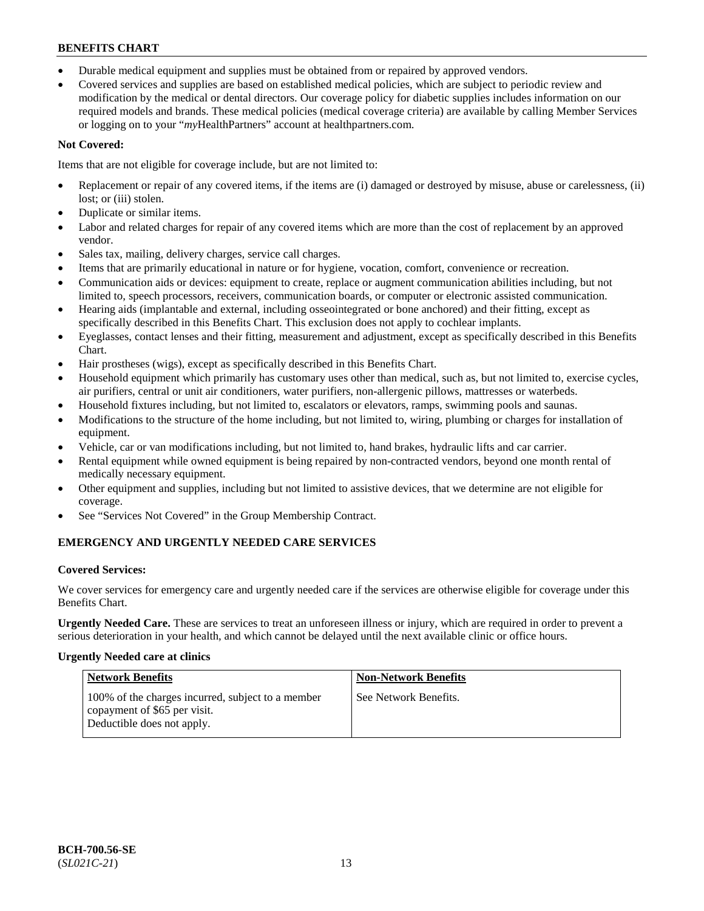- Durable medical equipment and supplies must be obtained from or repaired by approved vendors.
- Covered services and supplies are based on established medical policies, which are subject to periodic review and modification by the medical or dental directors. Our coverage policy for diabetic supplies includes information on our required models and brands. These medical policies (medical coverage criteria) are available by calling Member Services or logging on to your "*my*HealthPartners" account at healthpartners.com.

**Not Covered:**

Items that are not eligible for coverage include, but are not limited to:

- Replacement or repair of any covered items, if the items are (i) damaged or destroyed by misuse, abuse or carelessness, (ii) lost; or (iii) stolen.
- Duplicate or similar items.
- Labor and related charges for repair of any covered items which are more than the cost of replacement by an approved vendor.
- Sales tax, mailing, delivery charges, service call charges.
- Items that are primarily educational in nature or for hygiene, vocation, comfort, convenience or recreation.
- Communication aids or devices: equipment to create, replace or augment communication abilities including, but not limited to, speech processors, receivers, communication boards, or computer or electronic assisted communication.
- Hearing aids (implantable and external, including osseointegrated or bone anchored) and their fitting, except as specifically described in this Benefits Chart. This exclusion does not apply to cochlear implants.
- Eyeglasses, contact lenses and their fitting, measurement and adjustment, except as specifically described in this Benefits Chart.
- Hair prostheses (wigs), except as specifically described in this Benefits Chart.
- Household equipment which primarily has customary uses other than medical, such as, but not limited to, exercise cycles, air purifiers, central or unit air conditioners, water purifiers, non-allergenic pillows, mattresses or waterbeds.
- Household fixtures including, but not limited to, escalators or elevators, ramps, swimming pools and saunas.
- Modifications to the structure of the home including, but not limited to, wiring, plumbing or charges for installation of equipment.
- Vehicle, car or van modifications including, but not limited to, hand brakes, hydraulic lifts and car carrier.
- Rental equipment while owned equipment is being repaired by non-contracted vendors, beyond one month rental of medically necessary equipment.
- Other equipment and supplies, including but not limited to assistive devices, that we determine are not eligible for coverage.
- See "Services Not Covered" in the Group Membership Contract.

## EMERGENCY AND URGENTLY NEEDED CARE SERVICES

**Covered Services:**

We cover services for emergency care and urgently needed care if the services are otherwise eligible for coverage under this Benefits Chart.

**Urgently Needed Care.** These are services to treat an unforeseen illness or injury, which are required in order to prevent a serious deterioration in your health, and which cannot be delayed until the next available clinic or office hours.

**Urgently Needed care at clinics**

| Network Benefits | Non-Network Benefits |
|---|---|
| 100% of the charges incurred, subject to a member copayment of $65 per visit. Deductible does not apply. | See Network Benefits. |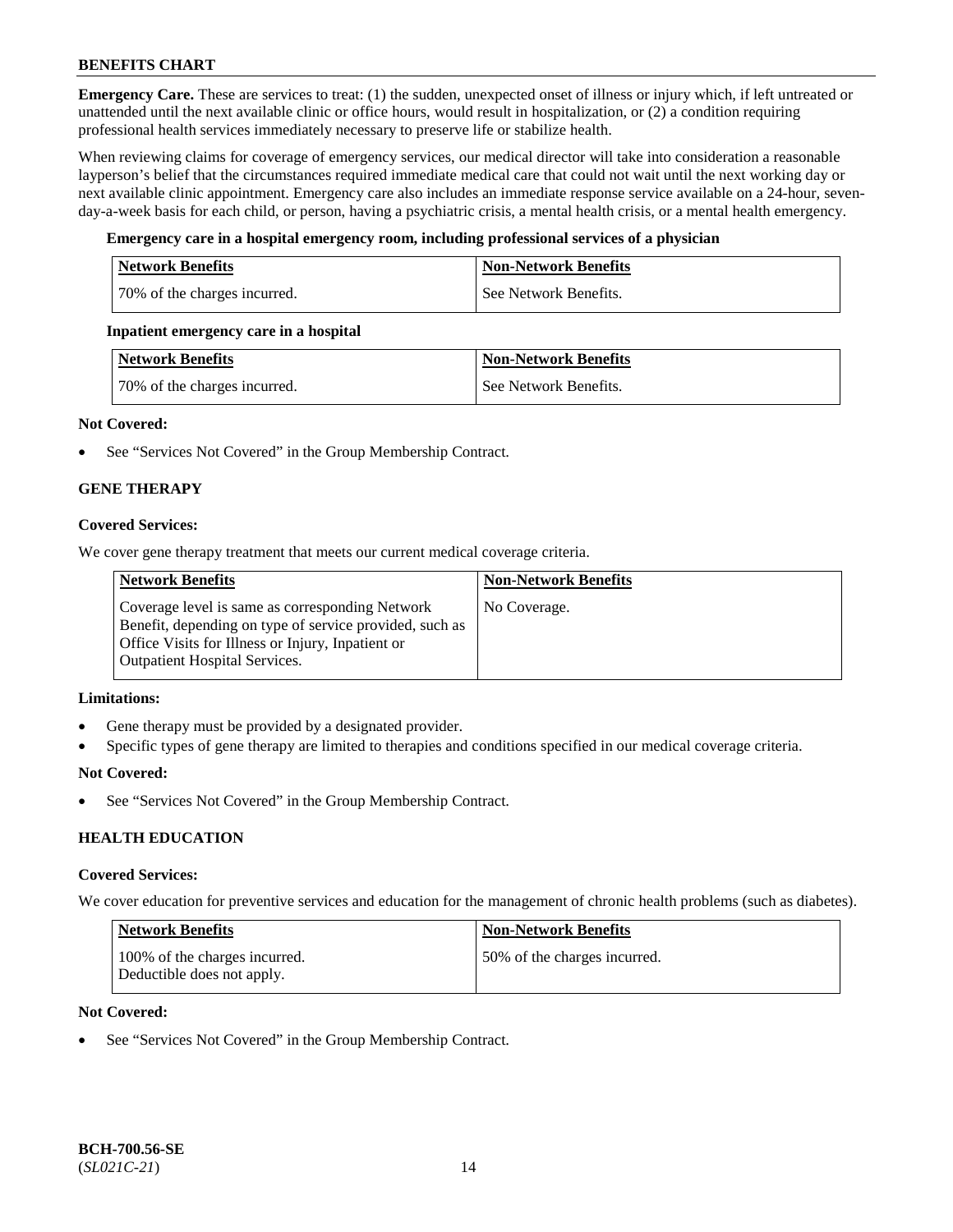**Emergency Care.** These are services to treat: (1) the sudden, unexpected onset of illness or injury which, if left untreated or unattended until the next available clinic or office hours, would result in hospitalization, or (2) a condition requiring professional health services immediately necessary to preserve life or stabilize health.

When reviewing claims for coverage of emergency services, our medical director will take into consideration a reasonable layperson's belief that the circumstances required immediate medical care that could not wait until the next working day or next available clinic appointment. Emergency care also includes an immediate response service available on a 24-hour, seven-day-a-week basis for each child, or person, having a psychiatric crisis, a mental health crisis, or a mental health emergency.

**Emergency care in a hospital emergency room, including professional services of a physician**

| Network Benefits | Non-Network Benefits |
|---|---|
| 70% of the charges incurred. | See Network Benefits. |

**Inpatient emergency care in a hospital**

| Network Benefits | Non-Network Benefits |
|---|---|
| 70% of the charges incurred. | See Network Benefits. |

**Not Covered:**

- See "Services Not Covered" in the Group Membership Contract.

## GENE THERAPY

**Covered Services:**

We cover gene therapy treatment that meets our current medical coverage criteria.

| Network Benefits | Non-Network Benefits |
|---|---|
| Coverage level is same as corresponding Network Benefit, depending on type of service provided, such as Office Visits for Illness or Injury, Inpatient or Outpatient Hospital Services. | No Coverage. |

**Limitations:**

- Gene therapy must be provided by a designated provider.
- Specific types of gene therapy are limited to therapies and conditions specified in our medical coverage criteria.

**Not Covered:**

- See "Services Not Covered" in the Group Membership Contract.

## HEALTH EDUCATION

**Covered Services:**

We cover education for preventive services and education for the management of chronic health problems (such as diabetes).

| Network Benefits | Non-Network Benefits |
|---|---|
| 100% of the charges incurred. Deductible does not apply. | 50% of the charges incurred. |

**Not Covered:**

- See "Services Not Covered" in the Group Membership Contract.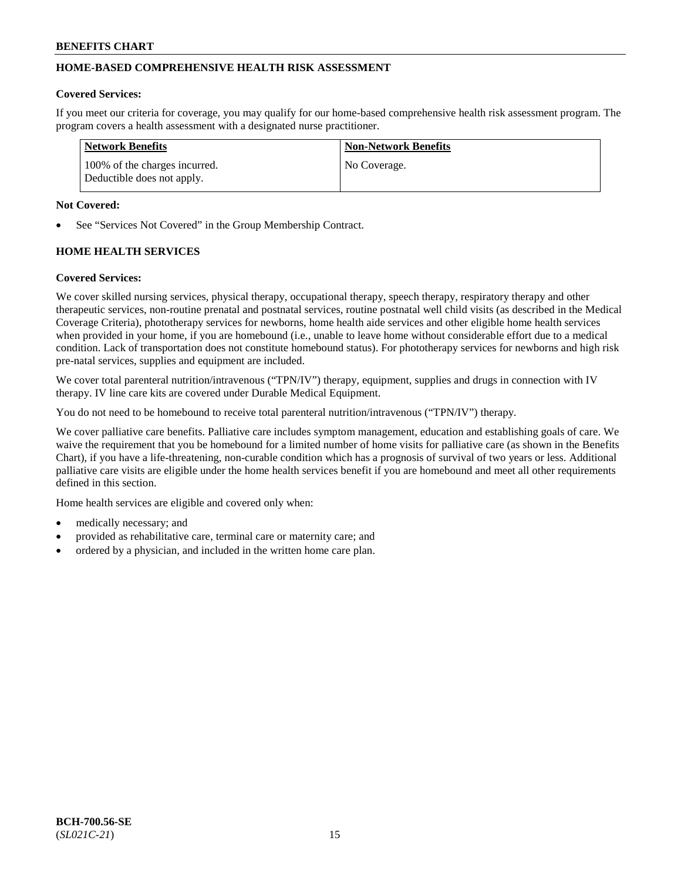## HOME-BASED COMPREHENSIVE HEALTH RISK ASSESSMENT

**Covered Services:**

If you meet our criteria for coverage, you may qualify for our home-based comprehensive health risk assessment program. The program covers a health assessment with a designated nurse practitioner.

| Network Benefits | Non-Network Benefits |
|---|---|
| 100% of the charges incurred. Deductible does not apply. | No Coverage. |

**Not Covered:**

- See "Services Not Covered" in the Group Membership Contract.

## HOME HEALTH SERVICES

**Covered Services:**

We cover skilled nursing services, physical therapy, occupational therapy, speech therapy, respiratory therapy and other therapeutic services, non-routine prenatal and postnatal services, routine postnatal well child visits (as described in the Medical Coverage Criteria), phototherapy services for newborns, home health aide services and other eligible home health services when provided in your home, if you are homebound (i.e., unable to leave home without considerable effort due to a medical condition. Lack of transportation does not constitute homebound status). For phototherapy services for newborns and high risk pre-natal services, supplies and equipment are included.

We cover total parenteral nutrition/intravenous ("TPN/IV") therapy, equipment, supplies and drugs in connection with IV therapy. IV line care kits are covered under Durable Medical Equipment.

You do not need to be homebound to receive total parenteral nutrition/intravenous ("TPN/IV") therapy.

We cover palliative care benefits. Palliative care includes symptom management, education and establishing goals of care. We waive the requirement that you be homebound for a limited number of home visits for palliative care (as shown in the Benefits Chart), if you have a life-threatening, non-curable condition which has a prognosis of survival of two years or less. Additional palliative care visits are eligible under the home health services benefit if you are homebound and meet all other requirements defined in this section.

Home health services are eligible and covered only when:

- medically necessary; and
- provided as rehabilitative care, terminal care or maternity care; and
- ordered by a physician, and included in the written home care plan.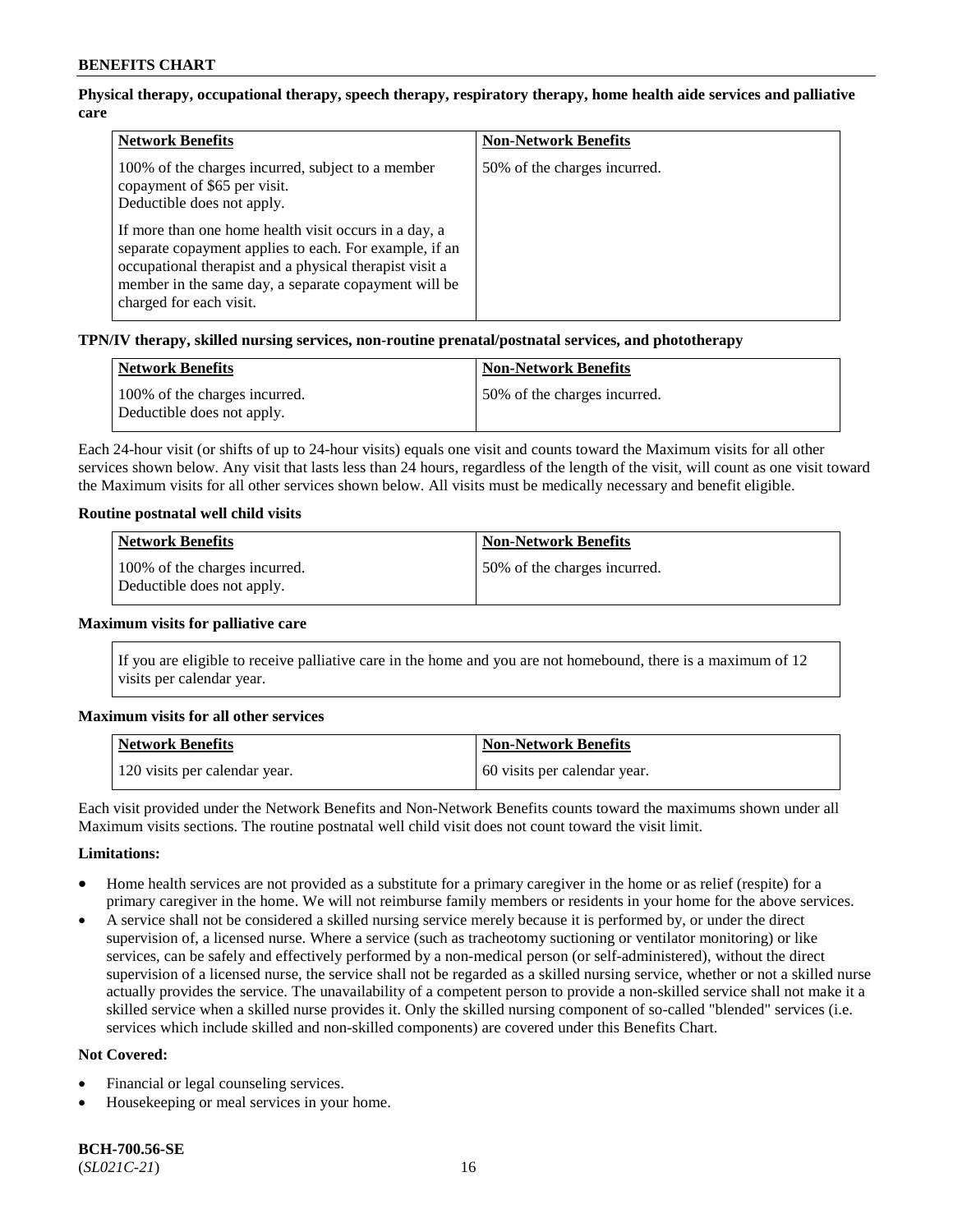**Physical therapy, occupational therapy, speech therapy, respiratory therapy, home health aide services and palliative care**

| Network Benefits | Non-Network Benefits |
|---|---|
| 100% of the charges incurred, subject to a member copayment of $65 per visit.<br>Deductible does not apply.<br><br>If more than one home health visit occurs in a day, a separate copayment applies to each. For example, if an occupational therapist and a physical therapist visit a member in the same day, a separate copayment will be charged for each visit. | 50% of the charges incurred. |

**TPN/IV therapy, skilled nursing services, non-routine prenatal/postnatal services, and phototherapy**

| Network Benefits | Non-Network Benefits |
|---|---|
| 100% of the charges incurred.<br>Deductible does not apply. | 50% of the charges incurred. |

Each 24-hour visit (or shifts of up to 24-hour visits) equals one visit and counts toward the Maximum visits for all other services shown below. Any visit that lasts less than 24 hours, regardless of the length of the visit, will count as one visit toward the Maximum visits for all other services shown below. All visits must be medically necessary and benefit eligible.

**Routine postnatal well child visits**

| Network Benefits | Non-Network Benefits |
|---|---|
| 100% of the charges incurred.<br>Deductible does not apply. | 50% of the charges incurred. |

**Maximum visits for palliative care**

If you are eligible to receive palliative care in the home and you are not homebound, there is a maximum of 12 visits per calendar year.

**Maximum visits for all other services**

| Network Benefits | Non-Network Benefits |
|---|---|
| 120 visits per calendar year. | 60 visits per calendar year. |

Each visit provided under the Network Benefits and Non-Network Benefits counts toward the maximums shown under all Maximum visits sections. The routine postnatal well child visit does not count toward the visit limit.

**Limitations:**

- Home health services are not provided as a substitute for a primary caregiver in the home or as relief (respite) for a primary caregiver in the home. We will not reimburse family members or residents in your home for the above services.
- A service shall not be considered a skilled nursing service merely because it is performed by, or under the direct supervision of, a licensed nurse. Where a service (such as tracheotomy suctioning or ventilator monitoring) or like services, can be safely and effectively performed by a non-medical person (or self-administered), without the direct supervision of a licensed nurse, the service shall not be regarded as a skilled nursing service, whether or not a skilled nurse actually provides the service. The unavailability of a competent person to provide a non-skilled service shall not make it a skilled service when a skilled nurse provides it. Only the skilled nursing component of so-called "blended" services (i.e. services which include skilled and non-skilled components) are covered under this Benefits Chart.

**Not Covered:**

- Financial or legal counseling services.
- Housekeeping or meal services in your home.

**BCH-700.56-SE**
(*SL021C-21*)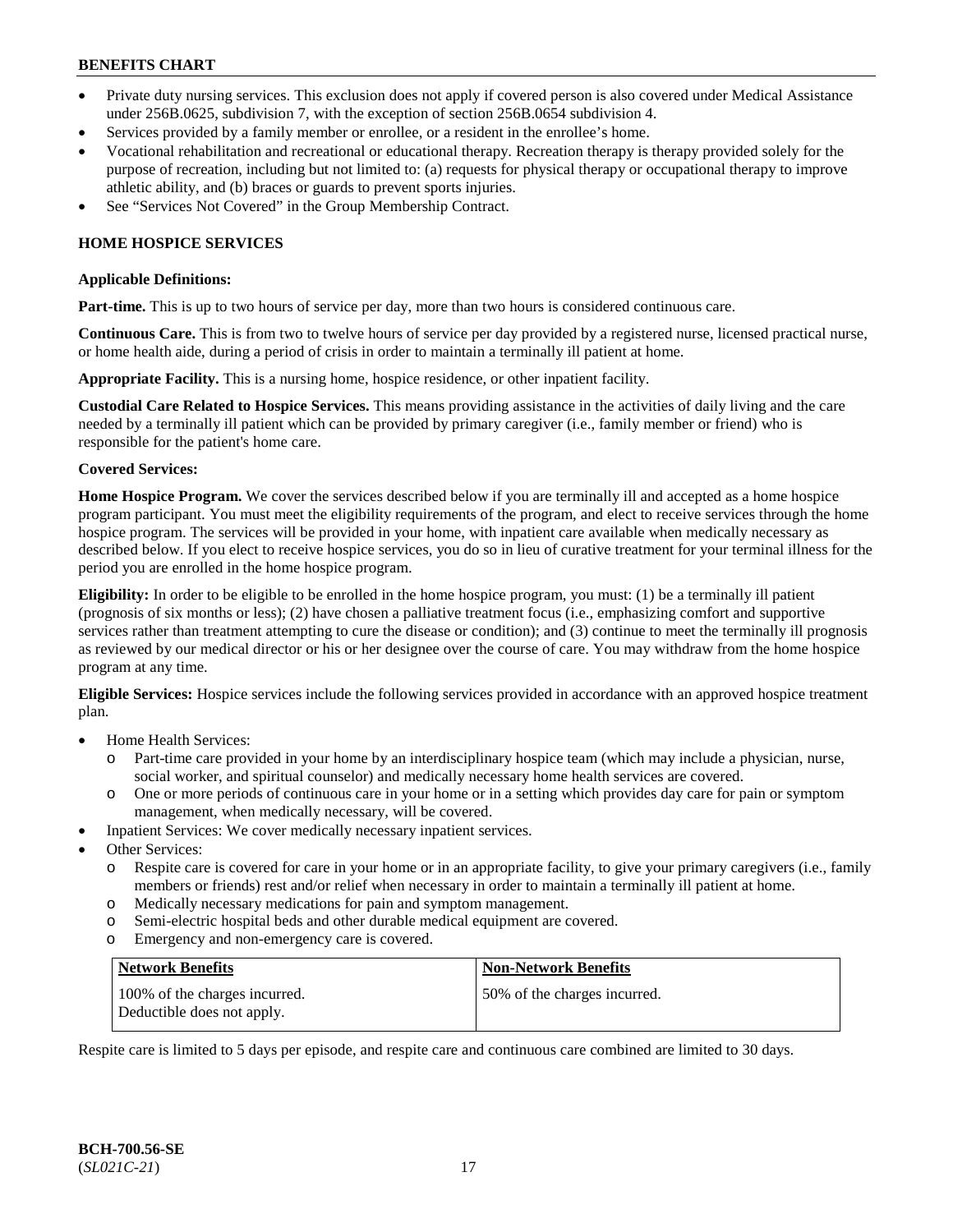- Private duty nursing services. This exclusion does not apply if covered person is also covered under Medical Assistance under 256B.0625, subdivision 7, with the exception of section 256B.0654 subdivision 4.
- Services provided by a family member or enrollee, or a resident in the enrollee's home.
- Vocational rehabilitation and recreational or educational therapy. Recreation therapy is therapy provided solely for the purpose of recreation, including but not limited to: (a) requests for physical therapy or occupational therapy to improve athletic ability, and (b) braces or guards to prevent sports injuries.
- See "Services Not Covered" in the Group Membership Contract.

## HOME HOSPICE SERVICES

**Applicable Definitions:**

**Part-time.** This is up to two hours of service per day, more than two hours is considered continuous care.

**Continuous Care.** This is from two to twelve hours of service per day provided by a registered nurse, licensed practical nurse, or home health aide, during a period of crisis in order to maintain a terminally ill patient at home.

**Appropriate Facility.** This is a nursing home, hospice residence, or other inpatient facility.

**Custodial Care Related to Hospice Services.** This means providing assistance in the activities of daily living and the care needed by a terminally ill patient which can be provided by primary caregiver (i.e., family member or friend) who is responsible for the patient's home care.

**Covered Services:**

**Home Hospice Program.** We cover the services described below if you are terminally ill and accepted as a home hospice program participant. You must meet the eligibility requirements of the program, and elect to receive services through the home hospice program. The services will be provided in your home, with inpatient care available when medically necessary as described below. If you elect to receive hospice services, you do so in lieu of curative treatment for your terminal illness for the period you are enrolled in the home hospice program.

**Eligibility:** In order to be eligible to be enrolled in the home hospice program, you must: (1) be a terminally ill patient (prognosis of six months or less); (2) have chosen a palliative treatment focus (i.e., emphasizing comfort and supportive services rather than treatment attempting to cure the disease or condition); and (3) continue to meet the terminally ill prognosis as reviewed by our medical director or his or her designee over the course of care. You may withdraw from the home hospice program at any time.

**Eligible Services:** Hospice services include the following services provided in accordance with an approved hospice treatment plan.

- Home Health Services:
  - Part-time care provided in your home by an interdisciplinary hospice team (which may include a physician, nurse, social worker, and spiritual counselor) and medically necessary home health services are covered.
  - One or more periods of continuous care in your home or in a setting which provides day care for pain or symptom management, when medically necessary, will be covered.
- Inpatient Services: We cover medically necessary inpatient services.
- Other Services:
  - Respite care is covered for care in your home or in an appropriate facility, to give your primary caregivers (i.e., family members or friends) rest and/or relief when necessary in order to maintain a terminally ill patient at home.
  - Medically necessary medications for pain and symptom management.
  - Semi-electric hospital beds and other durable medical equipment are covered.
  - Emergency and non-emergency care is covered.

| Network Benefits | Non-Network Benefits |
|---|---|
| 100% of the charges incurred. Deductible does not apply. | 50% of the charges incurred. |

Respite care is limited to 5 days per episode, and respite care and continuous care combined are limited to 30 days.

**BCH-700.56-SE**
(*SL021C-21*)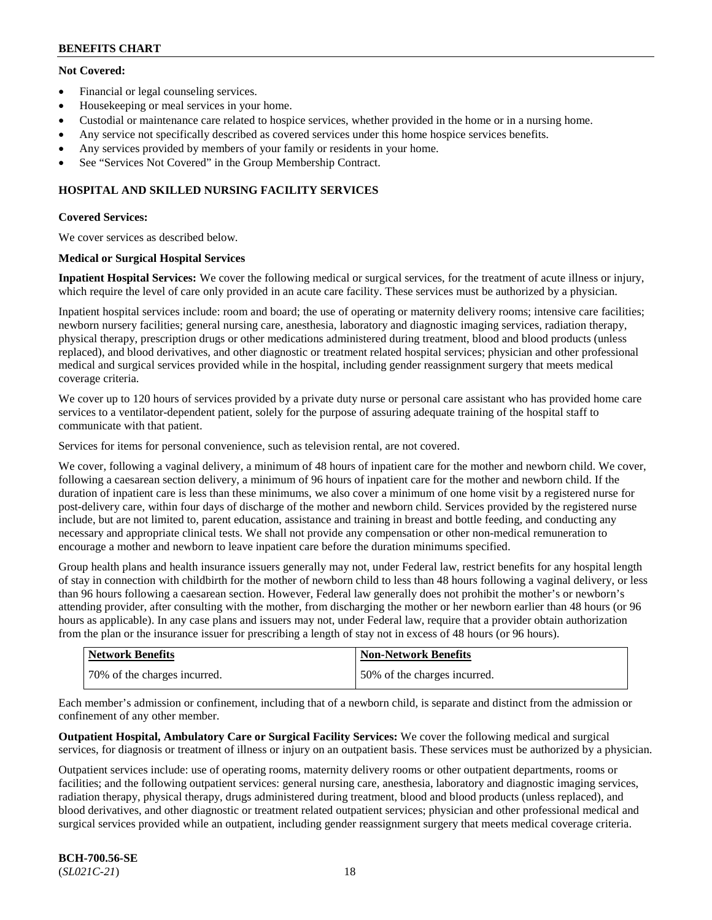**Not Covered:**

- Financial or legal counseling services.
- Housekeeping or meal services in your home.
- Custodial or maintenance care related to hospice services, whether provided in the home or in a nursing home.
- Any service not specifically described as covered services under this home hospice services benefits.
- Any services provided by members of your family or residents in your home.
- See "Services Not Covered" in the Group Membership Contract.

## HOSPITAL AND SKILLED NURSING FACILITY SERVICES

**Covered Services:**

We cover services as described below.

**Medical or Surgical Hospital Services**

**Inpatient Hospital Services:** We cover the following medical or surgical services, for the treatment of acute illness or injury, which require the level of care only provided in an acute care facility. These services must be authorized by a physician.

Inpatient hospital services include: room and board; the use of operating or maternity delivery rooms; intensive care facilities; newborn nursery facilities; general nursing care, anesthesia, laboratory and diagnostic imaging services, radiation therapy, physical therapy, prescription drugs or other medications administered during treatment, blood and blood products (unless replaced), and blood derivatives, and other diagnostic or treatment related hospital services; physician and other professional medical and surgical services provided while in the hospital, including gender reassignment surgery that meets medical coverage criteria.

We cover up to 120 hours of services provided by a private duty nurse or personal care assistant who has provided home care services to a ventilator-dependent patient, solely for the purpose of assuring adequate training of the hospital staff to communicate with that patient.

Services for items for personal convenience, such as television rental, are not covered.

We cover, following a vaginal delivery, a minimum of 48 hours of inpatient care for the mother and newborn child. We cover, following a caesarean section delivery, a minimum of 96 hours of inpatient care for the mother and newborn child. If the duration of inpatient care is less than these minimums, we also cover a minimum of one home visit by a registered nurse for post-delivery care, within four days of discharge of the mother and newborn child. Services provided by the registered nurse include, but are not limited to, parent education, assistance and training in breast and bottle feeding, and conducting any necessary and appropriate clinical tests. We shall not provide any compensation or other non-medical remuneration to encourage a mother and newborn to leave inpatient care before the duration minimums specified.

Group health plans and health insurance issuers generally may not, under Federal law, restrict benefits for any hospital length of stay in connection with childbirth for the mother of newborn child to less than 48 hours following a vaginal delivery, or less than 96 hours following a caesarean section. However, Federal law generally does not prohibit the mother's or newborn's attending provider, after consulting with the mother, from discharging the mother or her newborn earlier than 48 hours (or 96 hours as applicable). In any case plans and issuers may not, under Federal law, require that a provider obtain authorization from the plan or the insurance issuer for prescribing a length of stay not in excess of 48 hours (or 96 hours).

| Network Benefits | Non-Network Benefits |
|---|---|
| 70% of the charges incurred. | 50% of the charges incurred. |

Each member's admission or confinement, including that of a newborn child, is separate and distinct from the admission or confinement of any other member.

**Outpatient Hospital, Ambulatory Care or Surgical Facility Services:** We cover the following medical and surgical services, for diagnosis or treatment of illness or injury on an outpatient basis. These services must be authorized by a physician.

Outpatient services include: use of operating rooms, maternity delivery rooms or other outpatient departments, rooms or facilities; and the following outpatient services: general nursing care, anesthesia, laboratory and diagnostic imaging services, radiation therapy, physical therapy, drugs administered during treatment, blood and blood products (unless replaced), and blood derivatives, and other diagnostic or treatment related outpatient services; physician and other professional medical and surgical services provided while an outpatient, including gender reassignment surgery that meets medical coverage criteria.

**BCH-700.56-SE**
(*SL021C-21*)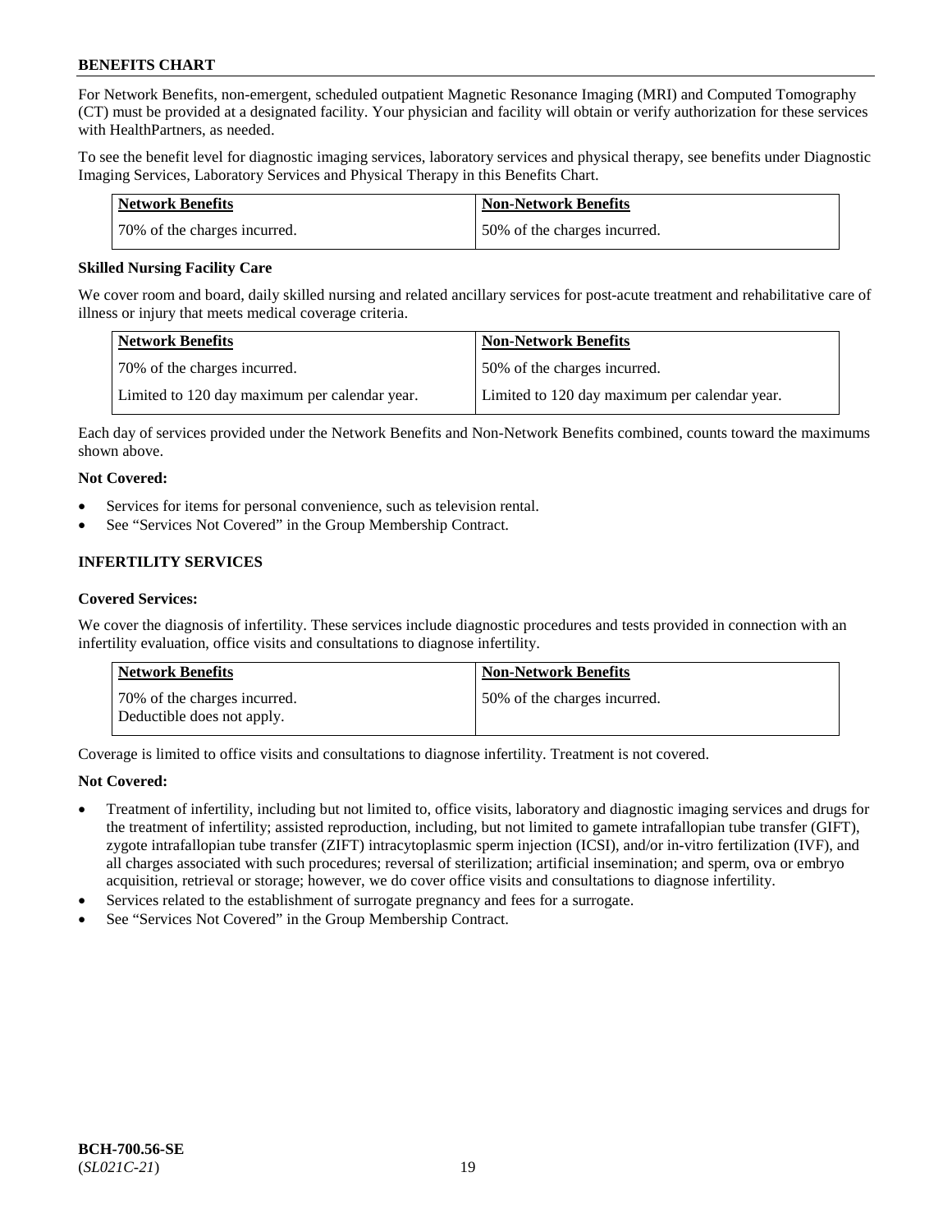For Network Benefits, non-emergent, scheduled outpatient Magnetic Resonance Imaging (MRI) and Computed Tomography (CT) must be provided at a designated facility. Your physician and facility will obtain or verify authorization for these services with HealthPartners, as needed.

To see the benefit level for diagnostic imaging services, laboratory services and physical therapy, see benefits under Diagnostic Imaging Services, Laboratory Services and Physical Therapy in this Benefits Chart.

| Network Benefits | Non-Network Benefits |
|---|---|
| 70% of the charges incurred. | 50% of the charges incurred. |

### Skilled Nursing Facility Care

We cover room and board, daily skilled nursing and related ancillary services for post-acute treatment and rehabilitative care of illness or injury that meets medical coverage criteria.

| Network Benefits | Non-Network Benefits |
|---|---|
| 70% of the charges incurred. | 50% of the charges incurred. |
| Limited to 120 day maximum per calendar year. | Limited to 120 day maximum per calendar year. |

Each day of services provided under the Network Benefits and Non-Network Benefits combined, counts toward the maximums shown above.

**Not Covered:**

- Services for items for personal convenience, such as television rental.
- See "Services Not Covered" in the Group Membership Contract.

## INFERTILITY SERVICES

### Covered Services:

We cover the diagnosis of infertility. These services include diagnostic procedures and tests provided in connection with an infertility evaluation, office visits and consultations to diagnose infertility.

| Network Benefits | Non-Network Benefits |
|---|---|
| 70% of the charges incurred. Deductible does not apply. | 50% of the charges incurred. |

Coverage is limited to office visits and consultations to diagnose infertility. Treatment is not covered.

**Not Covered:**

- Treatment of infertility, including but not limited to, office visits, laboratory and diagnostic imaging services and drugs for the treatment of infertility; assisted reproduction, including, but not limited to gamete intrafallopian tube transfer (GIFT), zygote intrafallopian tube transfer (ZIFT) intracytoplasmic sperm injection (ICSI), and/or in-vitro fertilization (IVF), and all charges associated with such procedures; reversal of sterilization; artificial insemination; and sperm, ova or embryo acquisition, retrieval or storage; however, we do cover office visits and consultations to diagnose infertility.
- Services related to the establishment of surrogate pregnancy and fees for a surrogate.
- See "Services Not Covered" in the Group Membership Contract.

**BCH-700.56-SE**
(*SL021C-21*)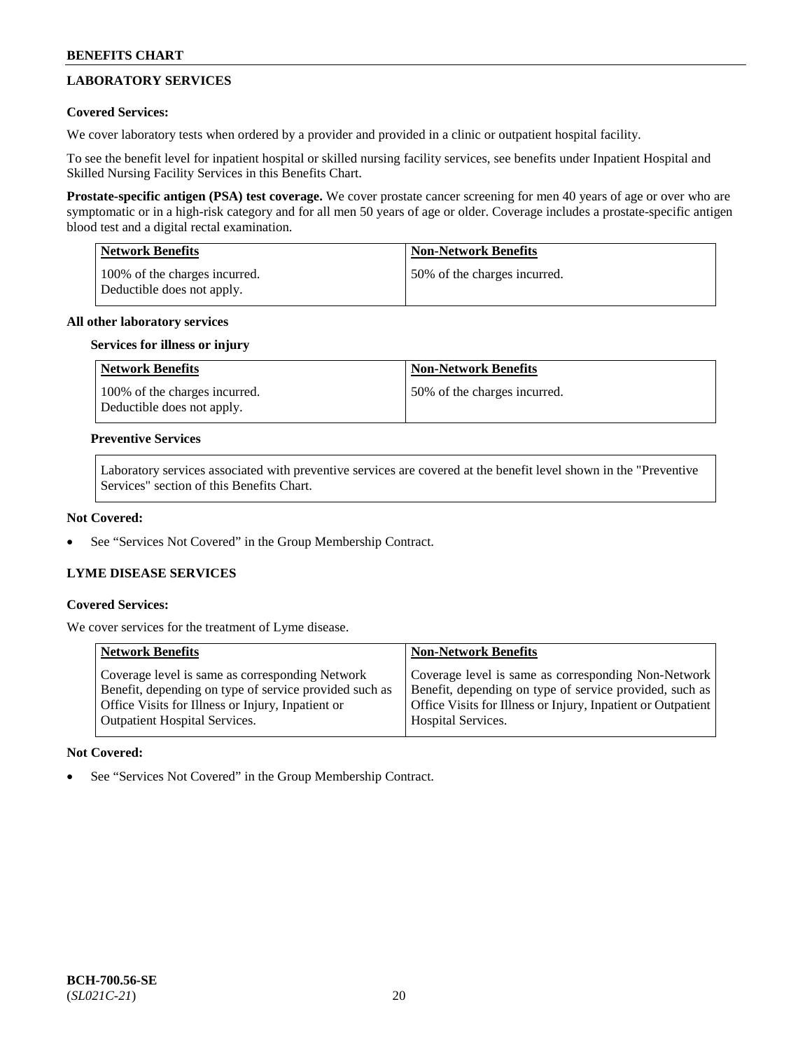## LABORATORY SERVICES

### Covered Services:

We cover laboratory tests when ordered by a provider and provided in a clinic or outpatient hospital facility.

To see the benefit level for inpatient hospital or skilled nursing facility services, see benefits under Inpatient Hospital and Skilled Nursing Facility Services in this Benefits Chart.

**Prostate-specific antigen (PSA) test coverage.** We cover prostate cancer screening for men 40 years of age or over who are symptomatic or in a high-risk category and for all men 50 years of age or older. Coverage includes a prostate-specific antigen blood test and a digital rectal examination.

| Network Benefits | Non-Network Benefits |
|---|---|
| 100% of the charges incurred. Deductible does not apply. | 50% of the charges incurred. |

### All other laboratory services

#### Services for illness or injury

| Network Benefits | Non-Network Benefits |
|---|---|
| 100% of the charges incurred. Deductible does not apply. | 50% of the charges incurred. |

#### Preventive Services

Laboratory services associated with preventive services are covered at the benefit level shown in the "Preventive Services" section of this Benefits Chart.

### Not Covered:

- See "Services Not Covered" in the Group Membership Contract.

## LYME DISEASE SERVICES

### Covered Services:

We cover services for the treatment of Lyme disease.

| Network Benefits | Non-Network Benefits |
|---|---|
| Coverage level is same as corresponding Network Benefit, depending on type of service provided such as Office Visits for Illness or Injury, Inpatient or Outpatient Hospital Services. | Coverage level is same as corresponding Non-Network Benefit, depending on type of service provided, such as Office Visits for Illness or Injury, Inpatient or Outpatient Hospital Services. |

### Not Covered:

- See "Services Not Covered" in the Group Membership Contract.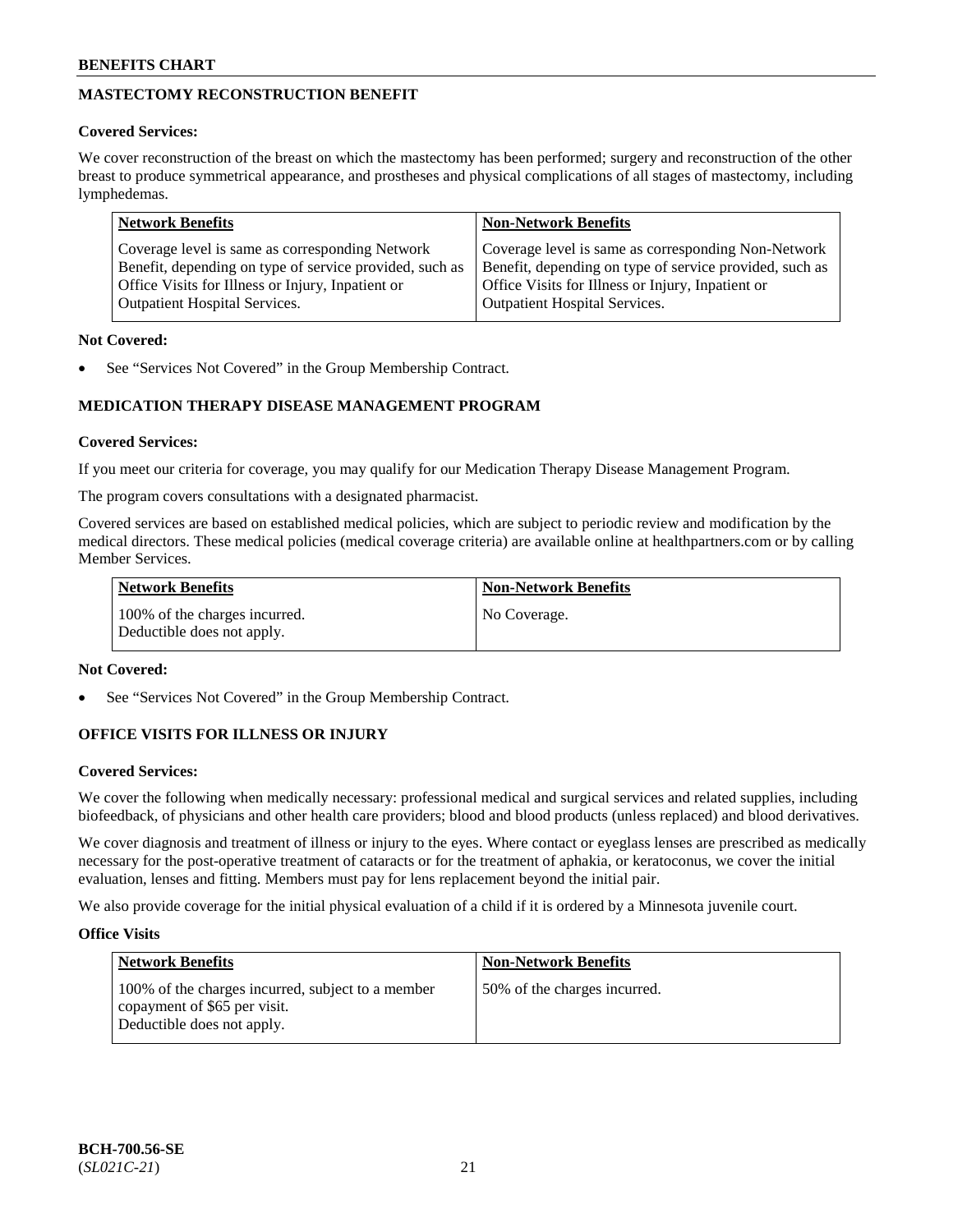## MASTECTOMY RECONSTRUCTION BENEFIT

**Covered Services:**

We cover reconstruction of the breast on which the mastectomy has been performed; surgery and reconstruction of the other breast to produce symmetrical appearance, and prostheses and physical complications of all stages of mastectomy, including lymphedemas.

| Network Benefits | Non-Network Benefits |
|---|---|
| Coverage level is same as corresponding Network Benefit, depending on type of service provided, such as Office Visits for Illness or Injury, Inpatient or Outpatient Hospital Services. | Coverage level is same as corresponding Non-Network Benefit, depending on type of service provided, such as Office Visits for Illness or Injury, Inpatient or Outpatient Hospital Services. |

**Not Covered:**

- See "Services Not Covered" in the Group Membership Contract.

## MEDICATION THERAPY DISEASE MANAGEMENT PROGRAM

**Covered Services:**

If you meet our criteria for coverage, you may qualify for our Medication Therapy Disease Management Program.

The program covers consultations with a designated pharmacist.

Covered services are based on established medical policies, which are subject to periodic review and modification by the medical directors. These medical policies (medical coverage criteria) are available online at healthpartners.com or by calling Member Services.

| Network Benefits | Non-Network Benefits |
|---|---|
| 100% of the charges incurred. Deductible does not apply. | No Coverage. |

**Not Covered:**

- See "Services Not Covered" in the Group Membership Contract.

## OFFICE VISITS FOR ILLNESS OR INJURY

**Covered Services:**

We cover the following when medically necessary: professional medical and surgical services and related supplies, including biofeedback, of physicians and other health care providers; blood and blood products (unless replaced) and blood derivatives.

We cover diagnosis and treatment of illness or injury to the eyes. Where contact or eyeglass lenses are prescribed as medically necessary for the post-operative treatment of cataracts or for the treatment of aphakia, or keratoconus, we cover the initial evaluation, lenses and fitting. Members must pay for lens replacement beyond the initial pair.

We also provide coverage for the initial physical evaluation of a child if it is ordered by a Minnesota juvenile court.

**Office Visits**

| Network Benefits | Non-Network Benefits |
|---|---|
| 100% of the charges incurred, subject to a member copayment of $65 per visit. Deductible does not apply. | 50% of the charges incurred. |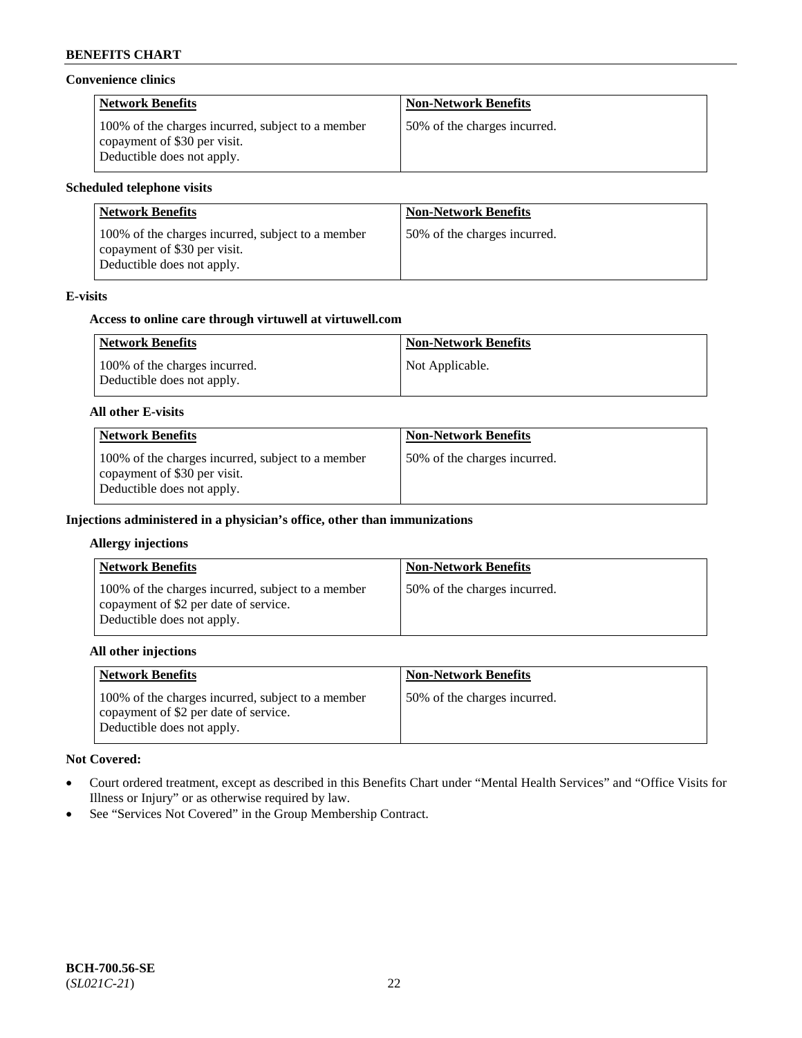### Convenience clinics

| Network Benefits | Non-Network Benefits |
|---|---|
| 100% of the charges incurred, subject to a member copayment of $30 per visit. Deductible does not apply. | 50% of the charges incurred. |

### Scheduled telephone visits

| Network Benefits | Non-Network Benefits |
|---|---|
| 100% of the charges incurred, subject to a member copayment of $30 per visit. Deductible does not apply. | 50% of the charges incurred. |

### E-visits

#### Access to online care through virtuwell at virtuwell.com

| Network Benefits | Non-Network Benefits |
|---|---|
| 100% of the charges incurred. Deductible does not apply. | Not Applicable. |

#### All other E-visits

| Network Benefits | Non-Network Benefits |
|---|---|
| 100% of the charges incurred, subject to a member copayment of $30 per visit. Deductible does not apply. | 50% of the charges incurred. |

### Injections administered in a physician's office, other than immunizations

#### Allergy injections

| Network Benefits | Non-Network Benefits |
|---|---|
| 100% of the charges incurred, subject to a member copayment of $2 per date of service. Deductible does not apply. | 50% of the charges incurred. |

#### All other injections

| Network Benefits | Non-Network Benefits |
|---|---|
| 100% of the charges incurred, subject to a member copayment of $2 per date of service. Deductible does not apply. | 50% of the charges incurred. |

**Not Covered:**

- Court ordered treatment, except as described in this Benefits Chart under "Mental Health Services" and "Office Visits for Illness or Injury" or as otherwise required by law.
- See "Services Not Covered" in the Group Membership Contract.

**BCH-700.56-SE**
(*SL021C-21*)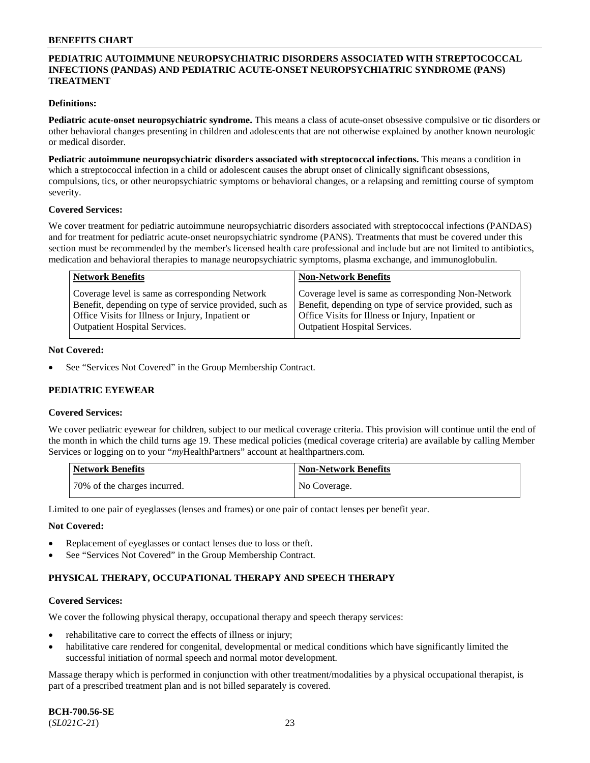## PEDIATRIC AUTOIMMUNE NEUROPSYCHIATRIC DISORDERS ASSOCIATED WITH STREPTOCOCCAL INFECTIONS (PANDAS) AND PEDIATRIC ACUTE-ONSET NEUROPSYCHIATRIC SYNDROME (PANS) TREATMENT

**Definitions:**

**Pediatric acute-onset neuropsychiatric syndrome.** This means a class of acute-onset obsessive compulsive or tic disorders or other behavioral changes presenting in children and adolescents that are not otherwise explained by another known neurologic or medical disorder.

**Pediatric autoimmune neuropsychiatric disorders associated with streptococcal infections.** This means a condition in which a streptococcal infection in a child or adolescent causes the abrupt onset of clinically significant obsessions, compulsions, tics, or other neuropsychiatric symptoms or behavioral changes, or a relapsing and remitting course of symptom severity.

**Covered Services:**

We cover treatment for pediatric autoimmune neuropsychiatric disorders associated with streptococcal infections (PANDAS) and for treatment for pediatric acute-onset neuropsychiatric syndrome (PANS). Treatments that must be covered under this section must be recommended by the member's licensed health care professional and include but are not limited to antibiotics, medication and behavioral therapies to manage neuropsychiatric symptoms, plasma exchange, and immunoglobulin.

| Network Benefits | Non-Network Benefits |
|---|---|
| Coverage level is same as corresponding Network Benefit, depending on type of service provided, such as Office Visits for Illness or Injury, Inpatient or Outpatient Hospital Services. | Coverage level is same as corresponding Non-Network Benefit, depending on type of service provided, such as Office Visits for Illness or Injury, Inpatient or Outpatient Hospital Services. |

**Not Covered:**

- See "Services Not Covered" in the Group Membership Contract.

## PEDIATRIC EYEWEAR

**Covered Services:**

We cover pediatric eyewear for children, subject to our medical coverage criteria. This provision will continue until the end of the month in which the child turns age 19. These medical policies (medical coverage criteria) are available by calling Member Services or logging on to your "*my*HealthPartners" account at healthpartners.com.

| Network Benefits | Non-Network Benefits |
|---|---|
| 70% of the charges incurred. | No Coverage. |

Limited to one pair of eyeglasses (lenses and frames) or one pair of contact lenses per benefit year.

**Not Covered:**

- Replacement of eyeglasses or contact lenses due to loss or theft.
- See "Services Not Covered" in the Group Membership Contract.

## PHYSICAL THERAPY, OCCUPATIONAL THERAPY AND SPEECH THERAPY

**Covered Services:**

We cover the following physical therapy, occupational therapy and speech therapy services:

- rehabilitative care to correct the effects of illness or injury;
- habilitative care rendered for congenital, developmental or medical conditions which have significantly limited the successful initiation of normal speech and normal motor development.

Massage therapy which is performed in conjunction with other treatment/modalities by a physical occupational therapist, is part of a prescribed treatment plan and is not billed separately is covered.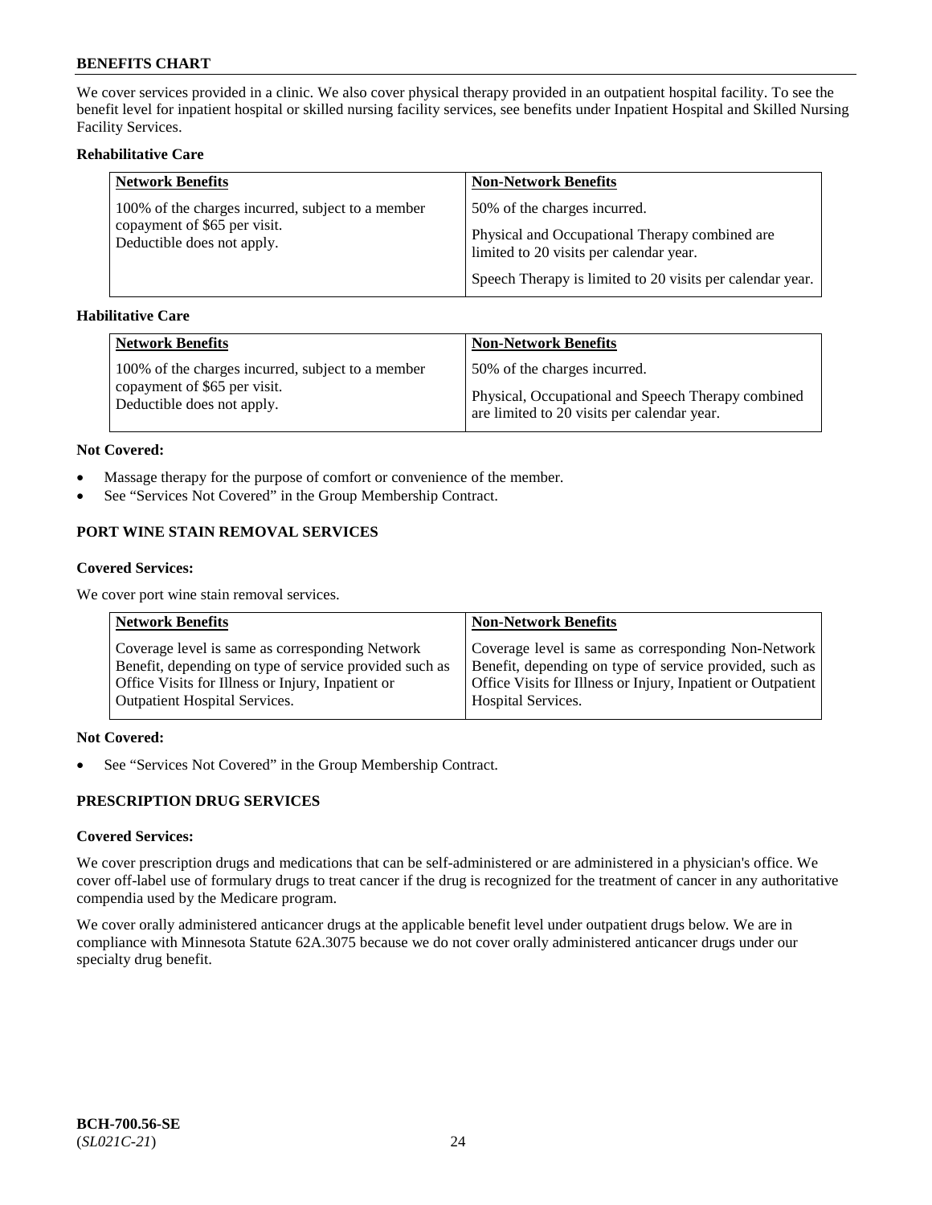We cover services provided in a clinic. We also cover physical therapy provided in an outpatient hospital facility. To see the benefit level for inpatient hospital or skilled nursing facility services, see benefits under Inpatient Hospital and Skilled Nursing Facility Services.

**Rehabilitative Care**

| Network Benefits | Non-Network Benefits |
|---|---|
| 100% of the charges incurred, subject to a member copayment of $65 per visit. Deductible does not apply. | 50% of the charges incurred.<br><br>Physical and Occupational Therapy combined are limited to 20 visits per calendar year.<br><br>Speech Therapy is limited to 20 visits per calendar year. |

**Habilitative Care**

| Network Benefits | Non-Network Benefits |
|---|---|
| 100% of the charges incurred, subject to a member copayment of $65 per visit. Deductible does not apply. | 50% of the charges incurred.<br><br>Physical, Occupational and Speech Therapy combined are limited to 20 visits per calendar year. |

**Not Covered:**

- Massage therapy for the purpose of comfort or convenience of the member.
- See "Services Not Covered" in the Group Membership Contract.

## PORT WINE STAIN REMOVAL SERVICES

**Covered Services:**

We cover port wine stain removal services.

| Network Benefits | Non-Network Benefits |
|---|---|
| Coverage level is same as corresponding Network Benefit, depending on type of service provided such as Office Visits for Illness or Injury, Inpatient or Outpatient Hospital Services. | Coverage level is same as corresponding Non-Network Benefit, depending on type of service provided, such as Office Visits for Illness or Injury, Inpatient or Outpatient Hospital Services. |

**Not Covered:**

- See "Services Not Covered" in the Group Membership Contract.

## PRESCRIPTION DRUG SERVICES

**Covered Services:**

We cover prescription drugs and medications that can be self-administered or are administered in a physician's office. We cover off-label use of formulary drugs to treat cancer if the drug is recognized for the treatment of cancer in any authoritative compendia used by the Medicare program.

We cover orally administered anticancer drugs at the applicable benefit level under outpatient drugs below. We are in compliance with Minnesota Statute 62A.3075 because we do not cover orally administered anticancer drugs under our specialty drug benefit.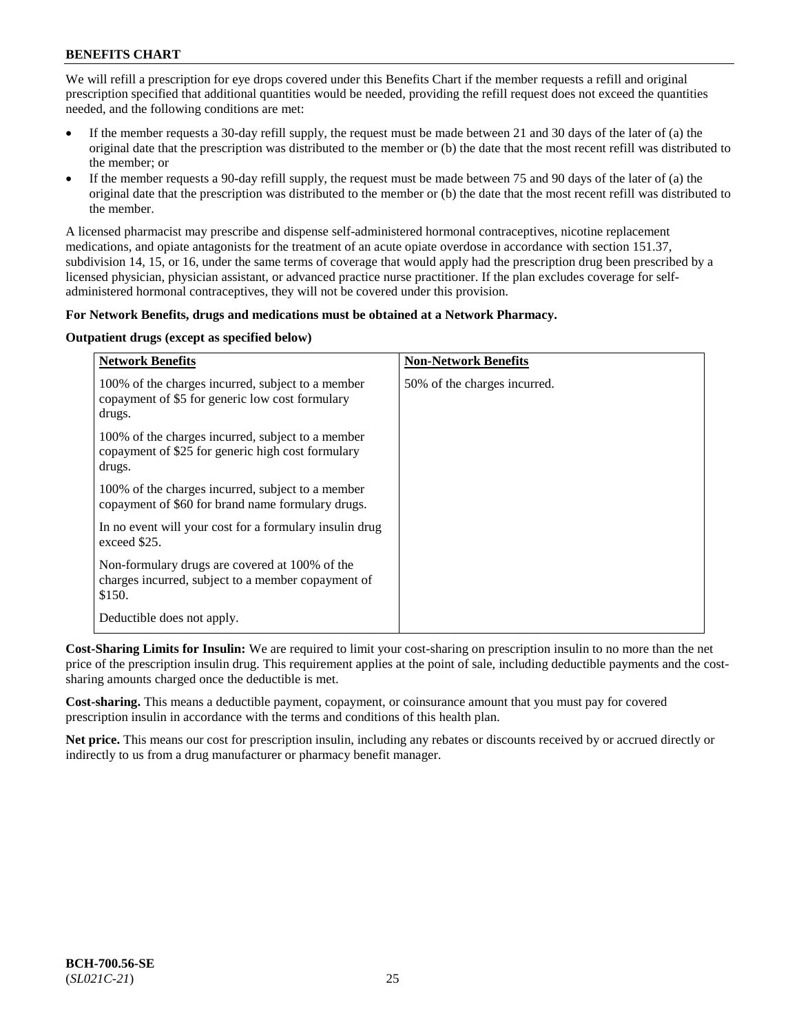We will refill a prescription for eye drops covered under this Benefits Chart if the member requests a refill and original prescription specified that additional quantities would be needed, providing the refill request does not exceed the quantities needed, and the following conditions are met:

- If the member requests a 30-day refill supply, the request must be made between 21 and 30 days of the later of (a) the original date that the prescription was distributed to the member or (b) the date that the most recent refill was distributed to the member; or
- If the member requests a 90-day refill supply, the request must be made between 75 and 90 days of the later of (a) the original date that the prescription was distributed to the member or (b) the date that the most recent refill was distributed to the member.

A licensed pharmacist may prescribe and dispense self-administered hormonal contraceptives, nicotine replacement medications, and opiate antagonists for the treatment of an acute opiate overdose in accordance with section 151.37, subdivision 14, 15, or 16, under the same terms of coverage that would apply had the prescription drug been prescribed by a licensed physician, physician assistant, or advanced practice nurse practitioner. If the plan excludes coverage for self-administered hormonal contraceptives, they will not be covered under this provision.

**For Network Benefits, drugs and medications must be obtained at a Network Pharmacy.**

**Outpatient drugs (except as specified below)**

| Network Benefits | Non-Network Benefits |
|---|---|
| 100% of the charges incurred, subject to a member copayment of $5 for generic low cost formulary drugs.<br><br>100% of the charges incurred, subject to a member copayment of $25 for generic high cost formulary drugs.<br><br>100% of the charges incurred, subject to a member copayment of $60 for brand name formulary drugs.<br><br>In no event will your cost for a formulary insulin drug exceed $25.<br><br>Non-formulary drugs are covered at 100% of the charges incurred, subject to a member copayment of $150.<br><br>Deductible does not apply. | 50% of the charges incurred. |

**Cost-Sharing Limits for Insulin:** We are required to limit your cost-sharing on prescription insulin to no more than the net price of the prescription insulin drug. This requirement applies at the point of sale, including deductible payments and the cost-sharing amounts charged once the deductible is met.

**Cost-sharing.** This means a deductible payment, copayment, or coinsurance amount that you must pay for covered prescription insulin in accordance with the terms and conditions of this health plan.

**Net price.** This means our cost for prescription insulin, including any rebates or discounts received by or accrued directly or indirectly to us from a drug manufacturer or pharmacy benefit manager.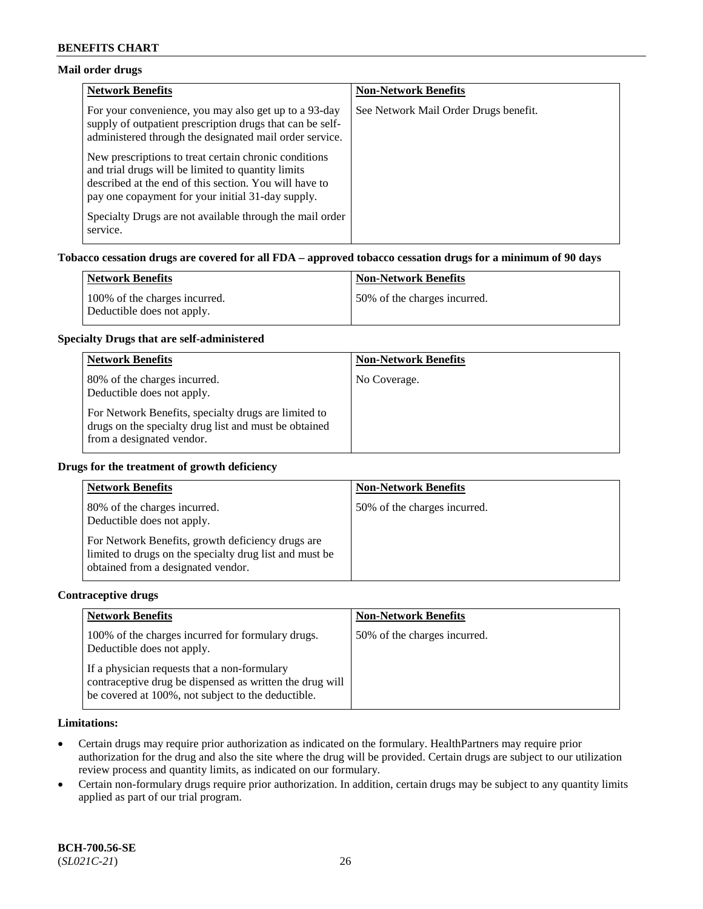### Mail order drugs

| Network Benefits | Non-Network Benefits |
|---|---|
| For your convenience, you may also get up to a 93-day supply of outpatient prescription drugs that can be self-administered through the designated mail order service. New prescriptions to treat certain chronic conditions and trial drugs will be limited to quantity limits described at the end of this section. You will have to pay one copayment for your initial 31-day supply. Specialty Drugs are not available through the mail order service. | See Network Mail Order Drugs benefit. |

### Tobacco cessation drugs are covered for all FDA – approved tobacco cessation drugs for a minimum of 90 days

| Network Benefits | Non-Network Benefits |
|---|---|
| 100% of the charges incurred. Deductible does not apply. | 50% of the charges incurred. |

### Specialty Drugs that are self-administered

| Network Benefits | Non-Network Benefits |
|---|---|
| 80% of the charges incurred. Deductible does not apply. For Network Benefits, specialty drugs are limited to drugs on the specialty drug list and must be obtained from a designated vendor. | No Coverage. |

### Drugs for the treatment of growth deficiency

| Network Benefits | Non-Network Benefits |
|---|---|
| 80% of the charges incurred. Deductible does not apply. For Network Benefits, growth deficiency drugs are limited to drugs on the specialty drug list and must be obtained from a designated vendor. | 50% of the charges incurred. |

### Contraceptive drugs

| Network Benefits | Non-Network Benefits |
|---|---|
| 100% of the charges incurred for formulary drugs. Deductible does not apply. If a physician requests that a non-formulary contraceptive drug be dispensed as written the drug will be covered at 100%, not subject to the deductible. | 50% of the charges incurred. |

### Limitations:

- Certain drugs may require prior authorization as indicated on the formulary. HealthPartners may require prior authorization for the drug and also the site where the drug will be provided. Certain drugs are subject to our utilization review process and quantity limits, as indicated on our formulary.
- Certain non-formulary drugs require prior authorization. In addition, certain drugs may be subject to any quantity limits applied as part of our trial program.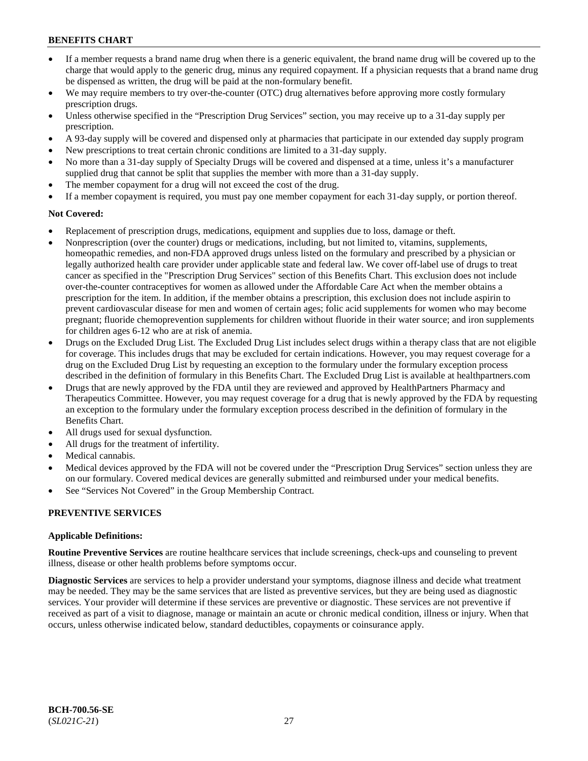- If a member requests a brand name drug when there is a generic equivalent, the brand name drug will be covered up to the charge that would apply to the generic drug, minus any required copayment. If a physician requests that a brand name drug be dispensed as written, the drug will be paid at the non-formulary benefit.
- We may require members to try over-the-counter (OTC) drug alternatives before approving more costly formulary prescription drugs.
- Unless otherwise specified in the "Prescription Drug Services" section, you may receive up to a 31-day supply per prescription.
- A 93-day supply will be covered and dispensed only at pharmacies that participate in our extended day supply program
- New prescriptions to treat certain chronic conditions are limited to a 31-day supply.
- No more than a 31-day supply of Specialty Drugs will be covered and dispensed at a time, unless it's a manufacturer supplied drug that cannot be split that supplies the member with more than a 31-day supply.
- The member copayment for a drug will not exceed the cost of the drug.
- If a member copayment is required, you must pay one member copayment for each 31-day supply, or portion thereof.

**Not Covered:**

- Replacement of prescription drugs, medications, equipment and supplies due to loss, damage or theft.
- Nonprescription (over the counter) drugs or medications, including, but not limited to, vitamins, supplements, homeopathic remedies, and non-FDA approved drugs unless listed on the formulary and prescribed by a physician or legally authorized health care provider under applicable state and federal law. We cover off-label use of drugs to treat cancer as specified in the "Prescription Drug Services" section of this Benefits Chart. This exclusion does not include over-the-counter contraceptives for women as allowed under the Affordable Care Act when the member obtains a prescription for the item. In addition, if the member obtains a prescription, this exclusion does not include aspirin to prevent cardiovascular disease for men and women of certain ages; folic acid supplements for women who may become pregnant; fluoride chemoprevention supplements for children without fluoride in their water source; and iron supplements for children ages 6-12 who are at risk of anemia.
- Drugs on the Excluded Drug List. The Excluded Drug List includes select drugs within a therapy class that are not eligible for coverage. This includes drugs that may be excluded for certain indications. However, you may request coverage for a drug on the Excluded Drug List by requesting an exception to the formulary under the formulary exception process described in the definition of formulary in this Benefits Chart. The Excluded Drug List is available at healthpartners.com
- Drugs that are newly approved by the FDA until they are reviewed and approved by HealthPartners Pharmacy and Therapeutics Committee. However, you may request coverage for a drug that is newly approved by the FDA by requesting an exception to the formulary under the formulary exception process described in the definition of formulary in the Benefits Chart.
- All drugs used for sexual dysfunction.
- All drugs for the treatment of infertility.
- Medical cannabis.
- Medical devices approved by the FDA will not be covered under the "Prescription Drug Services" section unless they are on our formulary. Covered medical devices are generally submitted and reimbursed under your medical benefits.
- See "Services Not Covered" in the Group Membership Contract.

## PREVENTIVE SERVICES

**Applicable Definitions:**

**Routine Preventive Services** are routine healthcare services that include screenings, check-ups and counseling to prevent illness, disease or other health problems before symptoms occur.

**Diagnostic Services** are services to help a provider understand your symptoms, diagnose illness and decide what treatment may be needed. They may be the same services that are listed as preventive services, but they are being used as diagnostic services. Your provider will determine if these services are preventive or diagnostic. These services are not preventive if received as part of a visit to diagnose, manage or maintain an acute or chronic medical condition, illness or injury. When that occurs, unless otherwise indicated below, standard deductibles, copayments or coinsurance apply.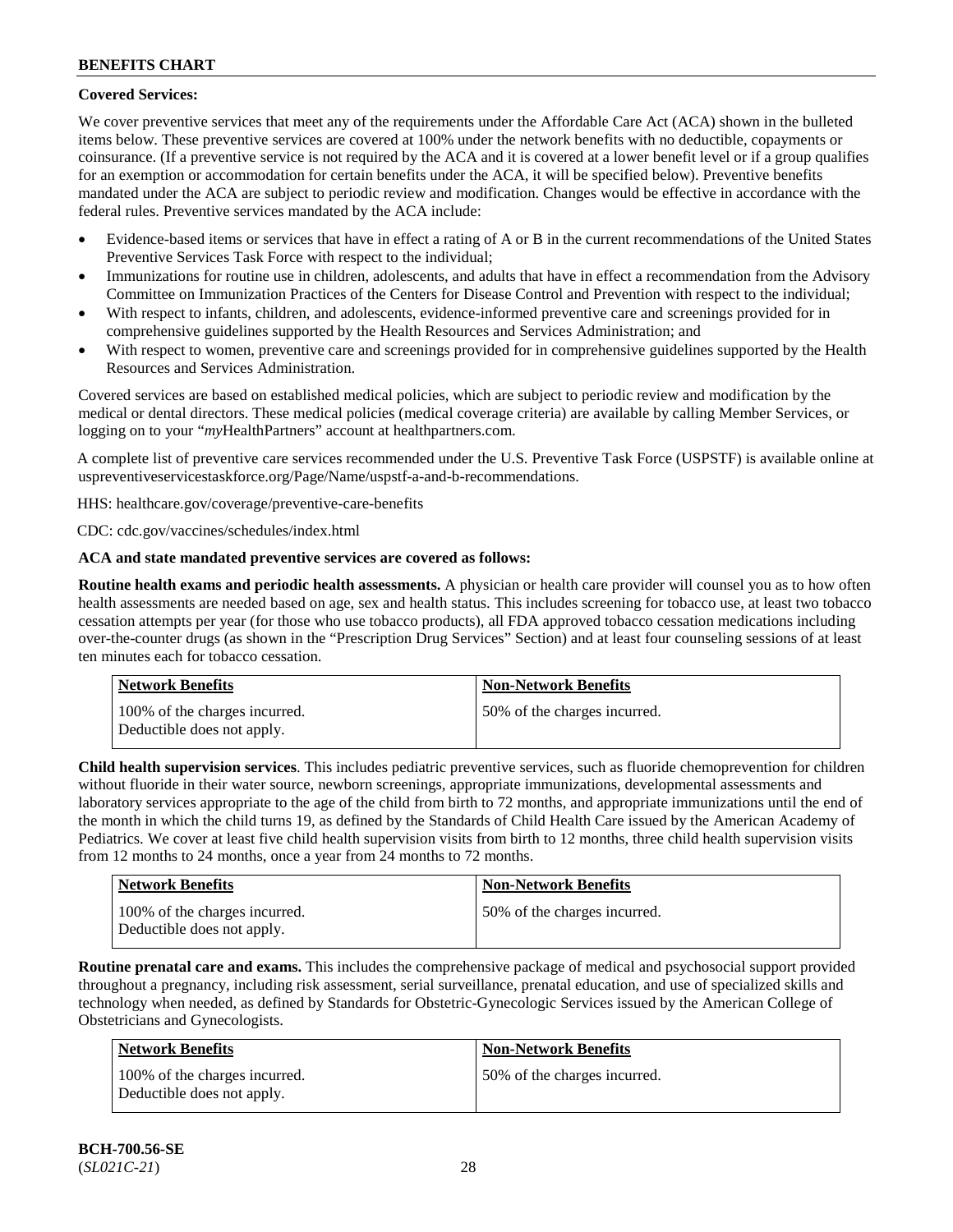**Covered Services:**

We cover preventive services that meet any of the requirements under the Affordable Care Act (ACA) shown in the bulleted items below. These preventive services are covered at 100% under the network benefits with no deductible, copayments or coinsurance. (If a preventive service is not required by the ACA and it is covered at a lower benefit level or if a group qualifies for an exemption or accommodation for certain benefits under the ACA, it will be specified below). Preventive benefits mandated under the ACA are subject to periodic review and modification. Changes would be effective in accordance with the federal rules. Preventive services mandated by the ACA include:

- Evidence-based items or services that have in effect a rating of A or B in the current recommendations of the United States Preventive Services Task Force with respect to the individual;
- Immunizations for routine use in children, adolescents, and adults that have in effect a recommendation from the Advisory Committee on Immunization Practices of the Centers for Disease Control and Prevention with respect to the individual;
- With respect to infants, children, and adolescents, evidence-informed preventive care and screenings provided for in comprehensive guidelines supported by the Health Resources and Services Administration; and
- With respect to women, preventive care and screenings provided for in comprehensive guidelines supported by the Health Resources and Services Administration.

Covered services are based on established medical policies, which are subject to periodic review and modification by the medical or dental directors. These medical policies (medical coverage criteria) are available by calling Member Services, or logging on to your "*my*HealthPartners" account at healthpartners.com.

A complete list of preventive care services recommended under the U.S. Preventive Task Force (USPSTF) is available online at uspreventiveservicestaskforce.org/Page/Name/uspstf-a-and-b-recommendations.

HHS: healthcare.gov/coverage/preventive-care-benefits

CDC: cdc.gov/vaccines/schedules/index.html

**ACA and state mandated preventive services are covered as follows:**

**Routine health exams and periodic health assessments.** A physician or health care provider will counsel you as to how often health assessments are needed based on age, sex and health status. This includes screening for tobacco use, at least two tobacco cessation attempts per year (for those who use tobacco products), all FDA approved tobacco cessation medications including over-the-counter drugs (as shown in the "Prescription Drug Services" Section) and at least four counseling sessions of at least ten minutes each for tobacco cessation.

| Network Benefits | Non-Network Benefits |
|---|---|
| 100% of the charges incurred. Deductible does not apply. | 50% of the charges incurred. |

**Child health supervision services**. This includes pediatric preventive services, such as fluoride chemoprevention for children without fluoride in their water source, newborn screenings, appropriate immunizations, developmental assessments and laboratory services appropriate to the age of the child from birth to 72 months, and appropriate immunizations until the end of the month in which the child turns 19, as defined by the Standards of Child Health Care issued by the American Academy of Pediatrics. We cover at least five child health supervision visits from birth to 12 months, three child health supervision visits from 12 months to 24 months, once a year from 24 months to 72 months.

| Network Benefits | Non-Network Benefits |
|---|---|
| 100% of the charges incurred. Deductible does not apply. | 50% of the charges incurred. |

**Routine prenatal care and exams.** This includes the comprehensive package of medical and psychosocial support provided throughout a pregnancy, including risk assessment, serial surveillance, prenatal education, and use of specialized skills and technology when needed, as defined by Standards for Obstetric-Gynecologic Services issued by the American College of Obstetricians and Gynecologists.

| Network Benefits | Non-Network Benefits |
|---|---|
| 100% of the charges incurred. Deductible does not apply. | 50% of the charges incurred. |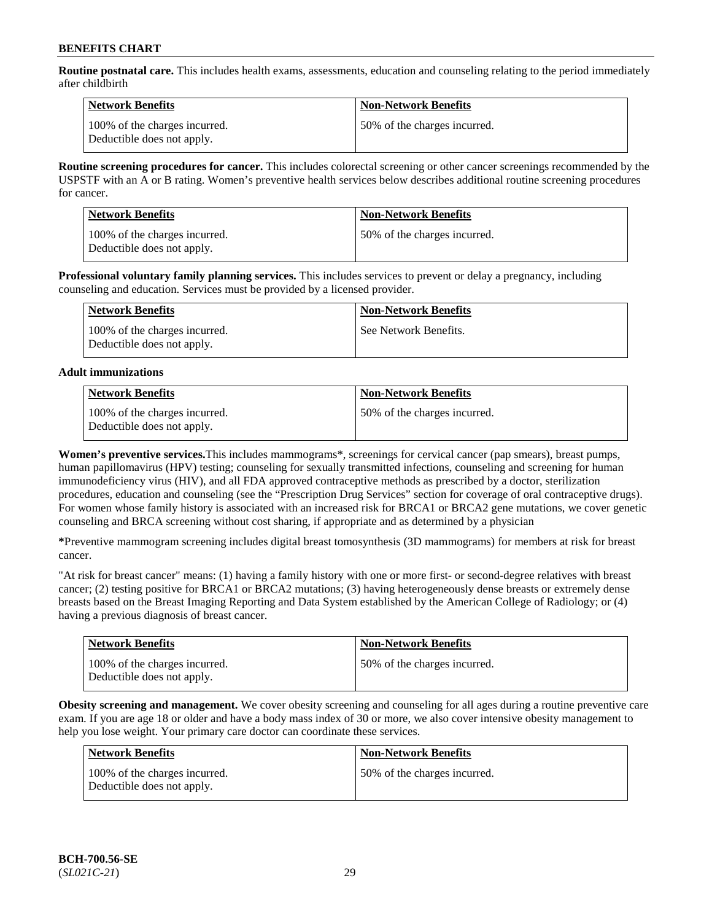**Routine postnatal care.** This includes health exams, assessments, education and counseling relating to the period immediately after childbirth

| Network Benefits | Non-Network Benefits |
|---|---|
| 100% of the charges incurred. Deductible does not apply. | 50% of the charges incurred. |

**Routine screening procedures for cancer.** This includes colorectal screening or other cancer screenings recommended by the USPSTF with an A or B rating. Women's preventive health services below describes additional routine screening procedures for cancer.

| Network Benefits | Non-Network Benefits |
|---|---|
| 100% of the charges incurred. Deductible does not apply. | 50% of the charges incurred. |

**Professional voluntary family planning services.** This includes services to prevent or delay a pregnancy, including counseling and education. Services must be provided by a licensed provider.

| Network Benefits | Non-Network Benefits |
|---|---|
| 100% of the charges incurred. Deductible does not apply. | See Network Benefits. |

**Adult immunizations**

| Network Benefits | Non-Network Benefits |
|---|---|
| 100% of the charges incurred. Deductible does not apply. | 50% of the charges incurred. |

**Women's preventive services.**This includes mammograms*, screenings for cervical cancer (pap smears), breast pumps, human papillomavirus (HPV) testing; counseling for sexually transmitted infections, counseling and screening for human immunodeficiency virus (HIV), and all FDA approved contraceptive methods as prescribed by a doctor, sterilization procedures, education and counseling (see the "Prescription Drug Services" section for coverage of oral contraceptive drugs). For women whose family history is associated with an increased risk for BRCA1 or BRCA2 gene mutations, we cover genetic counseling and BRCA screening without cost sharing, if appropriate and as determined by a physician

***Preventive mammogram screening includes digital breast tomosynthesis (3D mammograms) for members at risk for breast cancer.

"At risk for breast cancer" means: (1) having a family history with one or more first- or second-degree relatives with breast cancer; (2) testing positive for BRCA1 or BRCA2 mutations; (3) having heterogeneously dense breasts or extremely dense breasts based on the Breast Imaging Reporting and Data System established by the American College of Radiology; or (4) having a previous diagnosis of breast cancer.

| Network Benefits | Non-Network Benefits |
|---|---|
| 100% of the charges incurred. Deductible does not apply. | 50% of the charges incurred. |

**Obesity screening and management.** We cover obesity screening and counseling for all ages during a routine preventive care exam. If you are age 18 or older and have a body mass index of 30 or more, we also cover intensive obesity management to help you lose weight. Your primary care doctor can coordinate these services.

| Network Benefits | Non-Network Benefits |
|---|---|
| 100% of the charges incurred. Deductible does not apply. | 50% of the charges incurred. |

**BCH-700.56-SE**
(*SL021C-21*)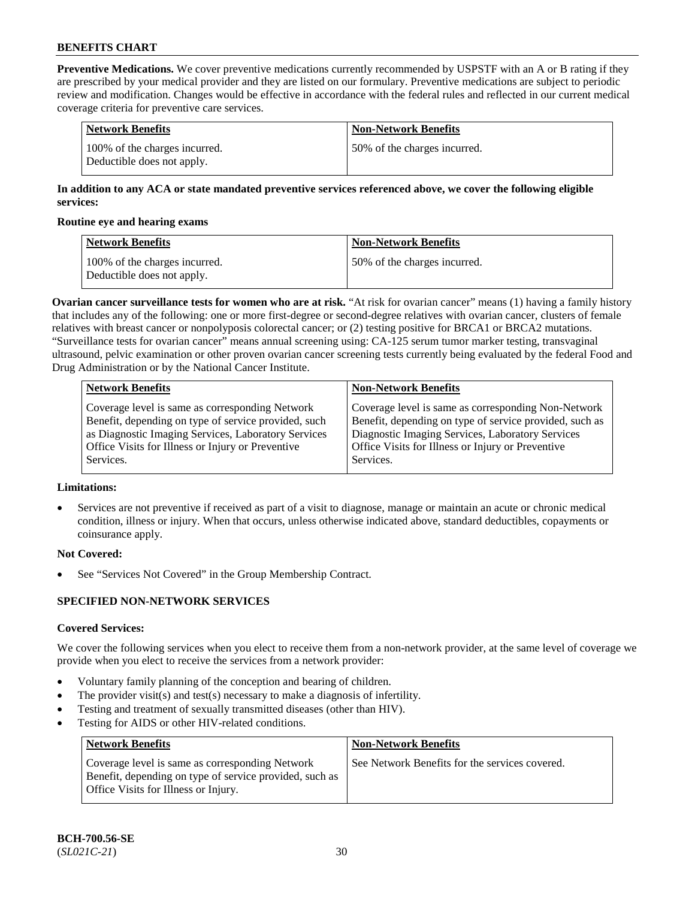**Preventive Medications.** We cover preventive medications currently recommended by USPSTF with an A or B rating if they are prescribed by your medical provider and they are listed on our formulary. Preventive medications are subject to periodic review and modification. Changes would be effective in accordance with the federal rules and reflected in our current medical coverage criteria for preventive care services.

| Network Benefits | Non-Network Benefits |
|---|---|
| 100% of the charges incurred. Deductible does not apply. | 50% of the charges incurred. |

**In addition to any ACA or state mandated preventive services referenced above, we cover the following eligible services:**

**Routine eye and hearing exams**

| Network Benefits | Non-Network Benefits |
|---|---|
| 100% of the charges incurred. Deductible does not apply. | 50% of the charges incurred. |

**Ovarian cancer surveillance tests for women who are at risk.** "At risk for ovarian cancer" means (1) having a family history that includes any of the following: one or more first-degree or second-degree relatives with ovarian cancer, clusters of female relatives with breast cancer or nonpolyposis colorectal cancer; or (2) testing positive for BRCA1 or BRCA2 mutations. "Surveillance tests for ovarian cancer" means annual screening using: CA-125 serum tumor marker testing, transvaginal ultrasound, pelvic examination or other proven ovarian cancer screening tests currently being evaluated by the federal Food and Drug Administration or by the National Cancer Institute.

| Network Benefits | Non-Network Benefits |
|---|---|
| Coverage level is same as corresponding Network Benefit, depending on type of service provided, such as Diagnostic Imaging Services, Laboratory Services Office Visits for Illness or Injury or Preventive Services. | Coverage level is same as corresponding Non-Network Benefit, depending on type of service provided, such as Diagnostic Imaging Services, Laboratory Services Office Visits for Illness or Injury or Preventive Services. |

**Limitations:**

- Services are not preventive if received as part of a visit to diagnose, manage or maintain an acute or chronic medical condition, illness or injury. When that occurs, unless otherwise indicated above, standard deductibles, copayments or coinsurance apply.

**Not Covered:**

- See "Services Not Covered" in the Group Membership Contract.

## SPECIFIED NON-NETWORK SERVICES

**Covered Services:**

We cover the following services when you elect to receive them from a non-network provider, at the same level of coverage we provide when you elect to receive the services from a network provider:

- Voluntary family planning of the conception and bearing of children.
- The provider visit(s) and test(s) necessary to make a diagnosis of infertility.
- Testing and treatment of sexually transmitted diseases (other than HIV).
- Testing for AIDS or other HIV-related conditions.

| Network Benefits | Non-Network Benefits |
|---|---|
| Coverage level is same as corresponding Network Benefit, depending on type of service provided, such as Office Visits for Illness or Injury. | See Network Benefits for the services covered. |

BCH-700.56-SE
(*SL021C-21*)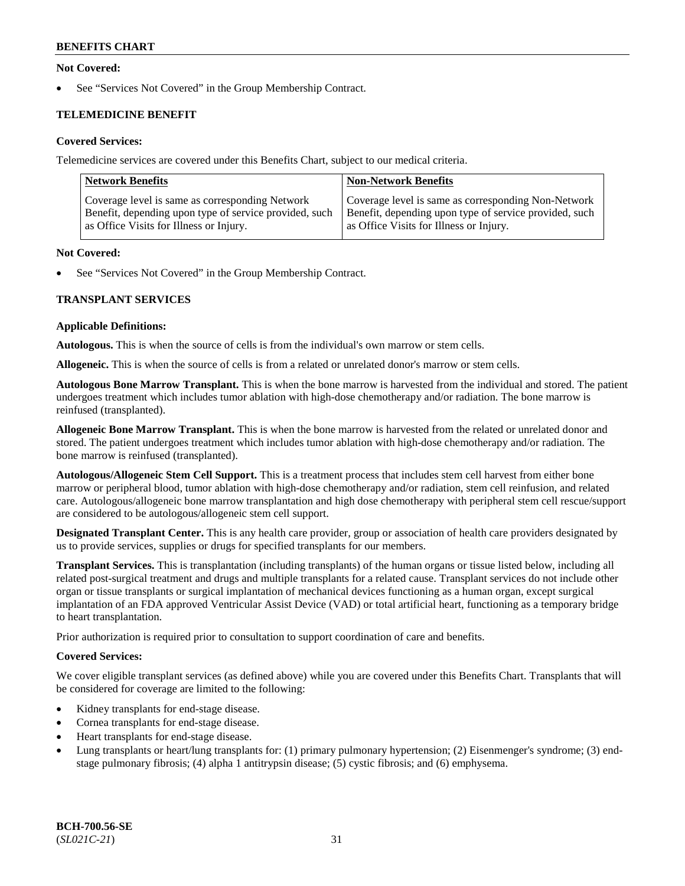**Not Covered:**

- See "Services Not Covered" in the Group Membership Contract.

**TELEMEDICINE BENEFIT**

**Covered Services:**

Telemedicine services are covered under this Benefits Chart, subject to our medical criteria.

| Network Benefits | Non-Network Benefits |
|---|---|
| Coverage level is same as corresponding Network Benefit, depending upon type of service provided, such as Office Visits for Illness or Injury. | Coverage level is same as corresponding Non-Network Benefit, depending upon type of service provided, such as Office Visits for Illness or Injury. |

**Not Covered:**

- See "Services Not Covered" in the Group Membership Contract.

**TRANSPLANT SERVICES**

**Applicable Definitions:**

**Autologous.** This is when the source of cells is from the individual's own marrow or stem cells.

**Allogeneic.** This is when the source of cells is from a related or unrelated donor's marrow or stem cells.

**Autologous Bone Marrow Transplant.** This is when the bone marrow is harvested from the individual and stored. The patient undergoes treatment which includes tumor ablation with high-dose chemotherapy and/or radiation. The bone marrow is reinfused (transplanted).

**Allogeneic Bone Marrow Transplant.** This is when the bone marrow is harvested from the related or unrelated donor and stored. The patient undergoes treatment which includes tumor ablation with high-dose chemotherapy and/or radiation. The bone marrow is reinfused (transplanted).

**Autologous/Allogeneic Stem Cell Support.** This is a treatment process that includes stem cell harvest from either bone marrow or peripheral blood, tumor ablation with high-dose chemotherapy and/or radiation, stem cell reinfusion, and related care. Autologous/allogeneic bone marrow transplantation and high dose chemotherapy with peripheral stem cell rescue/support are considered to be autologous/allogeneic stem cell support.

**Designated Transplant Center.** This is any health care provider, group or association of health care providers designated by us to provide services, supplies or drugs for specified transplants for our members.

**Transplant Services.** This is transplantation (including transplants) of the human organs or tissue listed below, including all related post-surgical treatment and drugs and multiple transplants for a related cause. Transplant services do not include other organ or tissue transplants or surgical implantation of mechanical devices functioning as a human organ, except surgical implantation of an FDA approved Ventricular Assist Device (VAD) or total artificial heart, functioning as a temporary bridge to heart transplantation.

Prior authorization is required prior to consultation to support coordination of care and benefits.

**Covered Services:**

We cover eligible transplant services (as defined above) while you are covered under this Benefits Chart. Transplants that will be considered for coverage are limited to the following:

- Kidney transplants for end-stage disease.
- Cornea transplants for end-stage disease.
- Heart transplants for end-stage disease.
- Lung transplants or heart/lung transplants for: (1) primary pulmonary hypertension; (2) Eisenmenger's syndrome; (3) end-stage pulmonary fibrosis; (4) alpha 1 antitrypsin disease; (5) cystic fibrosis; and (6) emphysema.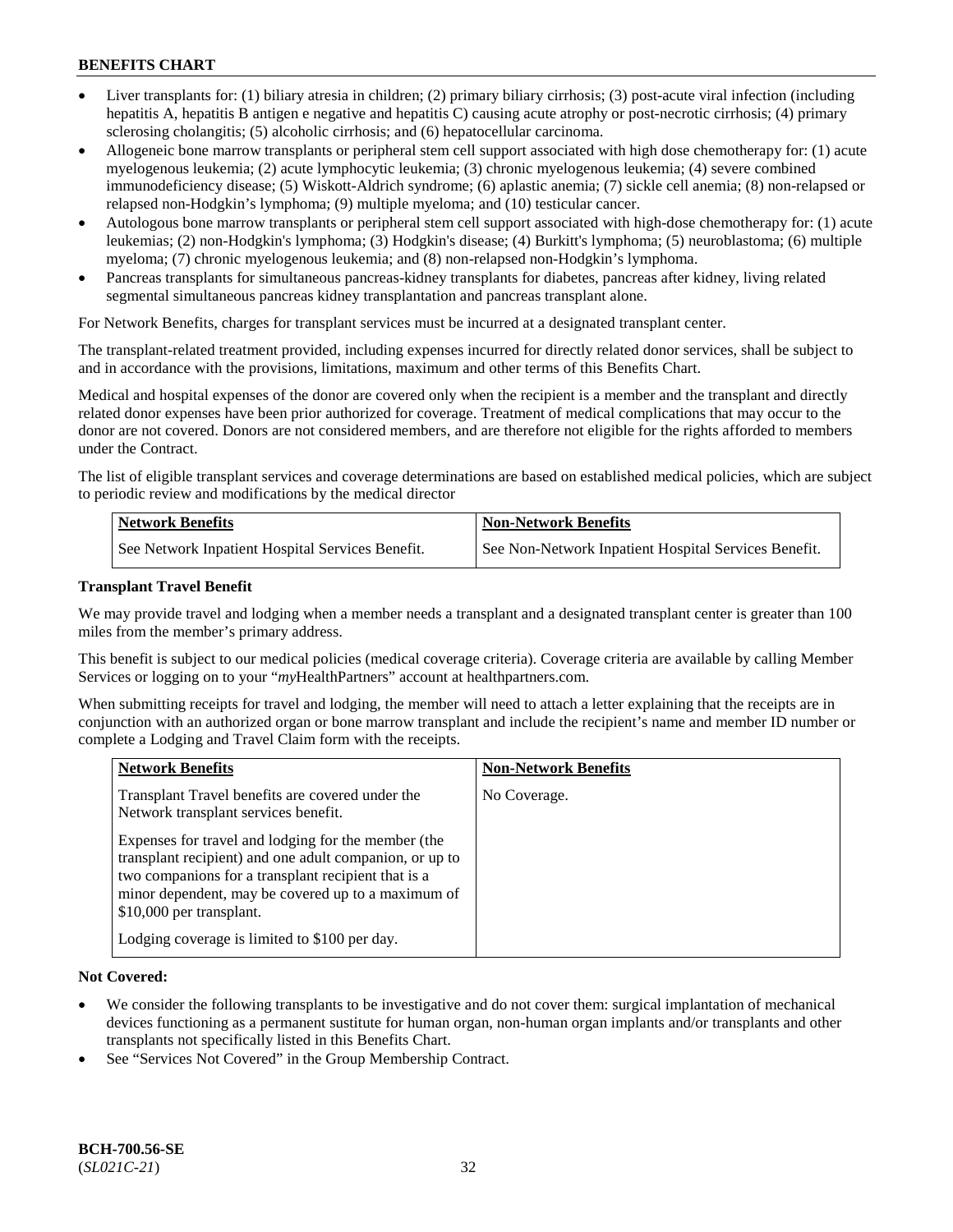- Liver transplants for: (1) biliary atresia in children; (2) primary biliary cirrhosis; (3) post-acute viral infection (including hepatitis A, hepatitis B antigen e negative and hepatitis C) causing acute atrophy or post-necrotic cirrhosis; (4) primary sclerosing cholangitis; (5) alcoholic cirrhosis; and (6) hepatocellular carcinoma.
- Allogeneic bone marrow transplants or peripheral stem cell support associated with high dose chemotherapy for: (1) acute myelogenous leukemia; (2) acute lymphocytic leukemia; (3) chronic myelogenous leukemia; (4) severe combined immunodeficiency disease; (5) Wiskott-Aldrich syndrome; (6) aplastic anemia; (7) sickle cell anemia; (8) non-relapsed or relapsed non-Hodgkin's lymphoma; (9) multiple myeloma; and (10) testicular cancer.
- Autologous bone marrow transplants or peripheral stem cell support associated with high-dose chemotherapy for: (1) acute leukemias; (2) non-Hodgkin's lymphoma; (3) Hodgkin's disease; (4) Burkitt's lymphoma; (5) neuroblastoma; (6) multiple myeloma; (7) chronic myelogenous leukemia; and (8) non-relapsed non-Hodgkin's lymphoma.
- Pancreas transplants for simultaneous pancreas-kidney transplants for diabetes, pancreas after kidney, living related segmental simultaneous pancreas kidney transplantation and pancreas transplant alone.

For Network Benefits, charges for transplant services must be incurred at a designated transplant center.

The transplant-related treatment provided, including expenses incurred for directly related donor services, shall be subject to and in accordance with the provisions, limitations, maximum and other terms of this Benefits Chart.

Medical and hospital expenses of the donor are covered only when the recipient is a member and the transplant and directly related donor expenses have been prior authorized for coverage. Treatment of medical complications that may occur to the donor are not covered. Donors are not considered members, and are therefore not eligible for the rights afforded to members under the Contract.

The list of eligible transplant services and coverage determinations are based on established medical policies, which are subject to periodic review and modifications by the medical director

| Network Benefits | Non-Network Benefits |
|---|---|
| See Network Inpatient Hospital Services Benefit. | See Non-Network Inpatient Hospital Services Benefit. |

**Transplant Travel Benefit**

We may provide travel and lodging when a member needs a transplant and a designated transplant center is greater than 100 miles from the member's primary address.

This benefit is subject to our medical policies (medical coverage criteria). Coverage criteria are available by calling Member Services or logging on to your "*my*HealthPartners" account at healthpartners.com.

When submitting receipts for travel and lodging, the member will need to attach a letter explaining that the receipts are in conjunction with an authorized organ or bone marrow transplant and include the recipient's name and member ID number or complete a Lodging and Travel Claim form with the receipts.

| Network Benefits | Non-Network Benefits |
|---|---|
| Transplant Travel benefits are covered under the Network transplant services benefit.<br><br>Expenses for travel and lodging for the member (the transplant recipient) and one adult companion, or up to two companions for a transplant recipient that is a minor dependent, may be covered up to a maximum of $10,000 per transplant.<br><br>Lodging coverage is limited to $100 per day. | No Coverage. |

**Not Covered:**

- We consider the following transplants to be investigative and do not cover them: surgical implantation of mechanical devices functioning as a permanent sustitute for human organ, non-human organ implants and/or transplants and other transplants not specifically listed in this Benefits Chart.
- See "Services Not Covered" in the Group Membership Contract.